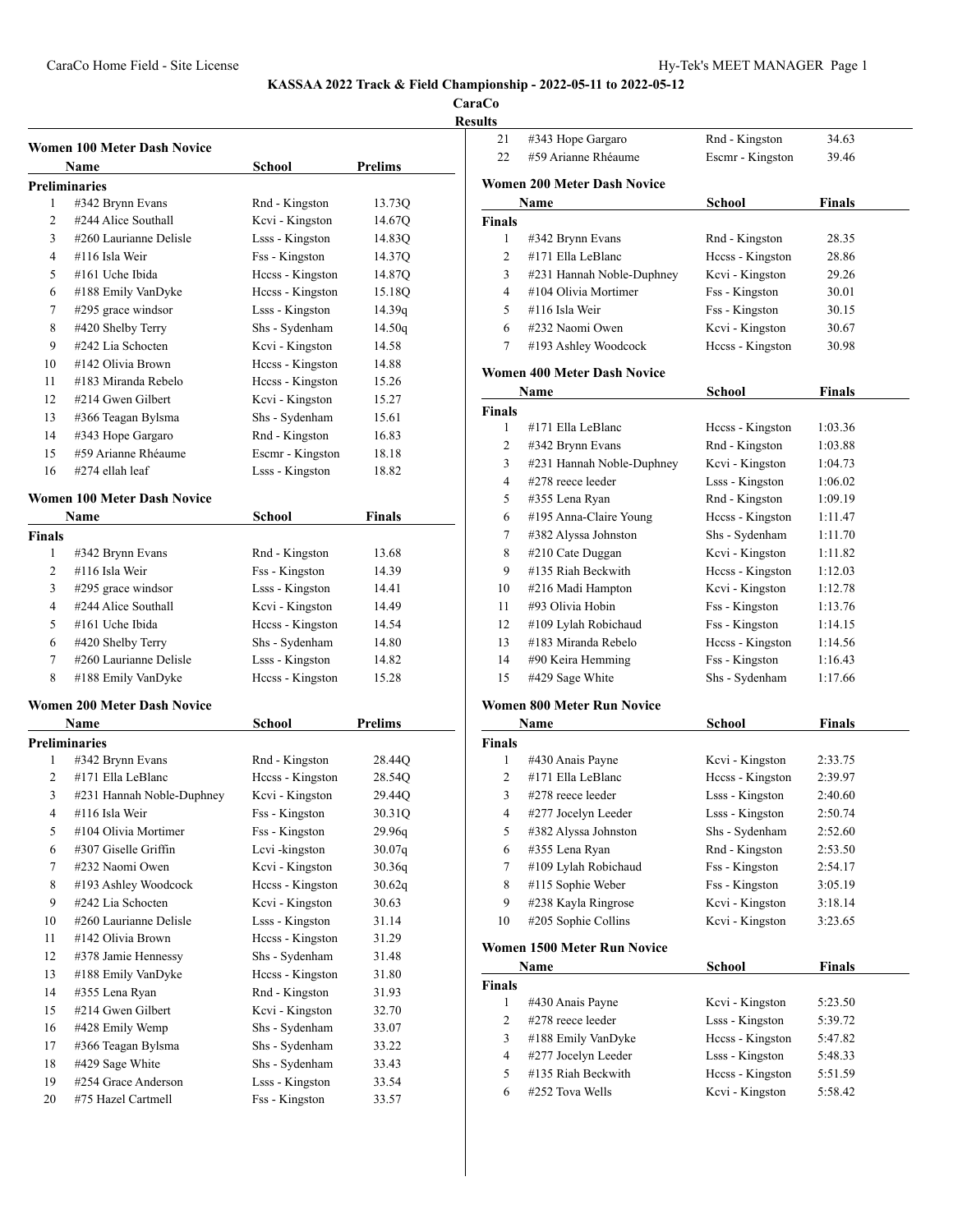# KASSAA 2022 Track & Field Championship - 2022-05-11 to 2022-05-12

**CaraCo**

**Results**

### Women 100 Meter Dash Novice

| | Name | School | Prelims |
|---|---|---|---|
| **Preliminaries** | | | |
| 1 | #342 Brynn Evans | Rnd - Kingston | 13.73Q |
| 2 | #244 Alice Southall | Kcvi - Kingston | 14.67Q |
| 3 | #260 Laurianne Delisle | Lsss - Kingston | 14.83Q |
| 4 | #116 Isla Weir | Fss - Kingston | 14.37Q |
| 5 | #161 Uche Ibida | Hccss - Kingston | 14.87Q |
| 6 | #188 Emily VanDyke | Hccss - Kingston | 15.18Q |
| 7 | #295 grace windsor | Lsss - Kingston | 14.39q |
| 8 | #420 Shelby Terry | Shs - Sydenham | 14.50q |
| 9 | #242 Lia Schocten | Kcvi - Kingston | 14.58 |
| 10 | #142 Olivia Brown | Hccss - Kingston | 14.88 |
| 11 | #183 Miranda Rebelo | Hccss - Kingston | 15.26 |
| 12 | #214 Gwen Gilbert | Kcvi - Kingston | 15.27 |
| 13 | #366 Teagan Bylsma | Shs - Sydenham | 15.61 |
| 14 | #343 Hope Gargaro | Rnd - Kingston | 16.83 |
| 15 | #59 Arianne Rhéaume | Escmr - Kingston | 18.18 |
| 16 | #274 ellah leaf | Lsss - Kingston | 18.82 |

### Women 100 Meter Dash Novice

| | Name | School | Finals |
|---|---|---|---|
| **Finals** | | | |
| 1 | #342 Brynn Evans | Rnd - Kingston | 13.68 |
| 2 | #116 Isla Weir | Fss - Kingston | 14.39 |
| 3 | #295 grace windsor | Lsss - Kingston | 14.41 |
| 4 | #244 Alice Southall | Kcvi - Kingston | 14.49 |
| 5 | #161 Uche Ibida | Hccss - Kingston | 14.54 |
| 6 | #420 Shelby Terry | Shs - Sydenham | 14.80 |
| 7 | #260 Laurianne Delisle | Lsss - Kingston | 14.82 |
| 8 | #188 Emily VanDyke | Hccss - Kingston | 15.28 |

### Women 200 Meter Dash Novice

| | Name | School | Prelims |
|---|---|---|---|
| **Preliminaries** | | | |
| 1 | #342 Brynn Evans | Rnd - Kingston | 28.44Q |
| 2 | #171 Ella LeBlanc | Hccss - Kingston | 28.54Q |
| 3 | #231 Hannah Noble-Duphney | Kcvi - Kingston | 29.44Q |
| 4 | #116 Isla Weir | Fss - Kingston | 30.31Q |
| 5 | #104 Olivia Mortimer | Fss - Kingston | 29.96q |
| 6 | #307 Giselle Griffin | Lcvi -kingston | 30.07q |
| 7 | #232 Naomi Owen | Kcvi - Kingston | 30.36q |
| 8 | #193 Ashley Woodcock | Hccss - Kingston | 30.62q |
| 9 | #242 Lia Schocten | Kcvi - Kingston | 30.63 |
| 10 | #260 Laurianne Delisle | Lsss - Kingston | 31.14 |
| 11 | #142 Olivia Brown | Hccss - Kingston | 31.29 |
| 12 | #378 Jamie Hennessy | Shs - Sydenham | 31.48 |
| 13 | #188 Emily VanDyke | Hccss - Kingston | 31.80 |
| 14 | #355 Lena Ryan | Rnd - Kingston | 31.93 |
| 15 | #214 Gwen Gilbert | Kcvi - Kingston | 32.70 |
| 16 | #428 Emily Wemp | Shs - Sydenham | 33.07 |
| 17 | #366 Teagan Bylsma | Shs - Sydenham | 33.22 |
| 18 | #429 Sage White | Shs - Sydenham | 33.43 |
| 19 | #254 Grace Anderson | Lsss - Kingston | 33.54 |
| 20 | #75 Hazel Cartmell | Fss - Kingston | 33.57 |
| 21 | #343 Hope Gargaro | Rnd - Kingston | 34.63 |
| 22 | #59 Arianne Rhéaume | Escmr - Kingston | 39.46 |

### Women 200 Meter Dash Novice

| | Name | School | Finals |
|---|---|---|---|
| **Finals** | | | |
| 1 | #342 Brynn Evans | Rnd - Kingston | 28.35 |
| 2 | #171 Ella LeBlanc | Hccss - Kingston | 28.86 |
| 3 | #231 Hannah Noble-Duphney | Kcvi - Kingston | 29.26 |
| 4 | #104 Olivia Mortimer | Fss - Kingston | 30.01 |
| 5 | #116 Isla Weir | Fss - Kingston | 30.15 |
| 6 | #232 Naomi Owen | Kcvi - Kingston | 30.67 |
| 7 | #193 Ashley Woodcock | Hccss - Kingston | 30.98 |

### Women 400 Meter Dash Novice

| | Name | School | Finals |
|---|---|---|---|
| **Finals** | | | |
| 1 | #171 Ella LeBlanc | Hccss - Kingston | 1:03.36 |
| 2 | #342 Brynn Evans | Rnd - Kingston | 1:03.88 |
| 3 | #231 Hannah Noble-Duphney | Kcvi - Kingston | 1:04.73 |
| 4 | #278 reece leeder | Lsss - Kingston | 1:06.02 |
| 5 | #355 Lena Ryan | Rnd - Kingston | 1:09.19 |
| 6 | #195 Anna-Claire Young | Hccss - Kingston | 1:11.47 |
| 7 | #382 Alyssa Johnston | Shs - Sydenham | 1:11.70 |
| 8 | #210 Cate Duggan | Kcvi - Kingston | 1:11.82 |
| 9 | #135 Riah Beckwith | Hccss - Kingston | 1:12.03 |
| 10 | #216 Madi Hampton | Kcvi - Kingston | 1:12.78 |
| 11 | #93 Olivia Hobin | Fss - Kingston | 1:13.76 |
| 12 | #109 Lylah Robichaud | Fss - Kingston | 1:14.15 |
| 13 | #183 Miranda Rebelo | Hccss - Kingston | 1:14.56 |
| 14 | #90 Keira Hemming | Fss - Kingston | 1:16.43 |
| 15 | #429 Sage White | Shs - Sydenham | 1:17.66 |

### Women 800 Meter Run Novice

| | Name | School | Finals |
|---|---|---|---|
| **Finals** | | | |
| 1 | #430 Anais Payne | Kcvi - Kingston | 2:33.75 |
| 2 | #171 Ella LeBlanc | Hccss - Kingston | 2:39.97 |
| 3 | #278 reece leeder | Lsss - Kingston | 2:40.60 |
| 4 | #277 Jocelyn Leeder | Lsss - Kingston | 2:50.74 |
| 5 | #382 Alyssa Johnston | Shs - Sydenham | 2:52.60 |
| 6 | #355 Lena Ryan | Rnd - Kingston | 2:53.50 |
| 7 | #109 Lylah Robichaud | Fss - Kingston | 2:54.17 |
| 8 | #115 Sophie Weber | Fss - Kingston | 3:05.19 |
| 9 | #238 Kayla Ringrose | Kcvi - Kingston | 3:18.14 |
| 10 | #205 Sophie Collins | Kcvi - Kingston | 3:23.65 |

### Women 1500 Meter Run Novice

| | Name | School | Finals |
|---|---|---|---|
| **Finals** | | | |
| 1 | #430 Anais Payne | Kcvi - Kingston | 5:23.50 |
| 2 | #278 reece leeder | Lsss - Kingston | 5:39.72 |
| 3 | #188 Emily VanDyke | Hccss - Kingston | 5:47.82 |
| 4 | #277 Jocelyn Leeder | Lsss - Kingston | 5:48.33 |
| 5 | #135 Riah Beckwith | Hccss - Kingston | 5:51.59 |
| 6 | #252 Tova Wells | Kcvi - Kingston | 5:58.42 |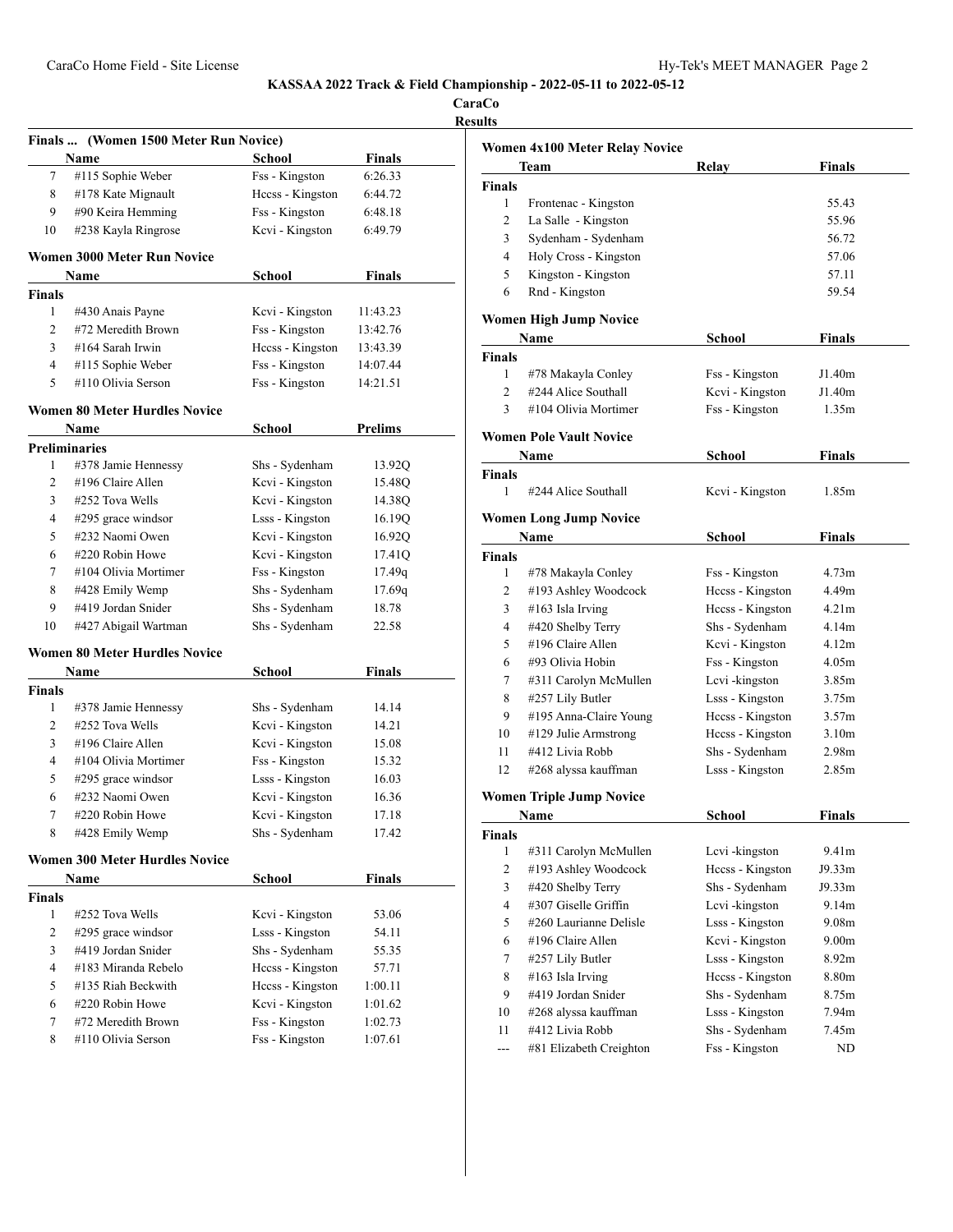KASSAA 2022 Track & Field Championship - 2022-05-11 to 2022-05-12

CaraCo

Results

### Finals ... (Women 1500 Meter Run Novice)

| | Name | School | Finals |
|---|---|---|---|
| 7 | #115 Sophie Weber | Fss - Kingston | 6:26.33 |
| 8 | #178 Kate Mignault | Hccss - Kingston | 6:44.72 |
| 9 | #90 Keira Hemming | Fss - Kingston | 6:48.18 |
| 10 | #238 Kayla Ringrose | Kcvi - Kingston | 6:49.79 |

### Women 3000 Meter Run Novice

| | Name | School | Finals |
|---|---|---|---|
| **Finals** | | | |
| 1 | #430 Anais Payne | Kcvi - Kingston | 11:43.23 |
| 2 | #72 Meredith Brown | Fss - Kingston | 13:42.76 |
| 3 | #164 Sarah Irwin | Hccss - Kingston | 13:43.39 |
| 4 | #115 Sophie Weber | Fss - Kingston | 14:07.44 |
| 5 | #110 Olivia Serson | Fss - Kingston | 14:21.51 |

### Women 80 Meter Hurdles Novice

| | Name | School | Prelims |
|---|---|---|---|
| **Preliminaries** | | | |
| 1 | #378 Jamie Hennessy | Shs - Sydenham | 13.92Q |
| 2 | #196 Claire Allen | Kcvi - Kingston | 15.48Q |
| 3 | #252 Tova Wells | Kcvi - Kingston | 14.38Q |
| 4 | #295 grace windsor | Lsss - Kingston | 16.19Q |
| 5 | #232 Naomi Owen | Kcvi - Kingston | 16.92Q |
| 6 | #220 Robin Howe | Kcvi - Kingston | 17.41Q |
| 7 | #104 Olivia Mortimer | Fss - Kingston | 17.49q |
| 8 | #428 Emily Wemp | Shs - Sydenham | 17.69q |
| 9 | #419 Jordan Snider | Shs - Sydenham | 18.78 |
| 10 | #427 Abigail Wartman | Shs - Sydenham | 22.58 |

### Women 80 Meter Hurdles Novice

| | Name | School | Finals |
|---|---|---|---|
| **Finals** | | | |
| 1 | #378 Jamie Hennessy | Shs - Sydenham | 14.14 |
| 2 | #252 Tova Wells | Kcvi - Kingston | 14.21 |
| 3 | #196 Claire Allen | Kcvi - Kingston | 15.08 |
| 4 | #104 Olivia Mortimer | Fss - Kingston | 15.32 |
| 5 | #295 grace windsor | Lsss - Kingston | 16.03 |
| 6 | #232 Naomi Owen | Kcvi - Kingston | 16.36 |
| 7 | #220 Robin Howe | Kcvi - Kingston | 17.18 |
| 8 | #428 Emily Wemp | Shs - Sydenham | 17.42 |

### Women 300 Meter Hurdles Novice

| | Name | School | Finals |
|---|---|---|---|
| **Finals** | | | |
| 1 | #252 Tova Wells | Kcvi - Kingston | 53.06 |
| 2 | #295 grace windsor | Lsss - Kingston | 54.11 |
| 3 | #419 Jordan Snider | Shs - Sydenham | 55.35 |
| 4 | #183 Miranda Rebelo | Hccss - Kingston | 57.71 |
| 5 | #135 Riah Beckwith | Hccss - Kingston | 1:00.11 |
| 6 | #220 Robin Howe | Kcvi - Kingston | 1:01.62 |
| 7 | #72 Meredith Brown | Fss - Kingston | 1:02.73 |
| 8 | #110 Olivia Serson | Fss - Kingston | 1:07.61 |

### Women 4x100 Meter Relay Novice

| | Team | Relay | Finals |
|---|---|---|---|
| **Finals** | | | |
| 1 | Frontenac - Kingston | | 55.43 |
| 2 | La Salle - Kingston | | 55.96 |
| 3 | Sydenham - Sydenham | | 56.72 |
| 4 | Holy Cross - Kingston | | 57.06 |
| 5 | Kingston - Kingston | | 57.11 |
| 6 | Rnd - Kingston | | 59.54 |

### Women High Jump Novice

| | Name | School | Finals |
|---|---|---|---|
| **Finals** | | | |
| 1 | #78 Makayla Conley | Fss - Kingston | J1.40m |
| 2 | #244 Alice Southall | Kcvi - Kingston | J1.40m |
| 3 | #104 Olivia Mortimer | Fss - Kingston | 1.35m |

### Women Pole Vault Novice

| | Name | School | Finals |
|---|---|---|---|
| **Finals** | | | |
| 1 | #244 Alice Southall | Kcvi - Kingston | 1.85m |

### Women Long Jump Novice

| | Name | School | Finals |
|---|---|---|---|
| **Finals** | | | |
| 1 | #78 Makayla Conley | Fss - Kingston | 4.73m |
| 2 | #193 Ashley Woodcock | Hccss - Kingston | 4.49m |
| 3 | #163 Isla Irving | Hccss - Kingston | 4.21m |
| 4 | #420 Shelby Terry | Shs - Sydenham | 4.14m |
| 5 | #196 Claire Allen | Kcvi - Kingston | 4.12m |
| 6 | #93 Olivia Hobin | Fss - Kingston | 4.05m |
| 7 | #311 Carolyn McMullen | Lcvi -kingston | 3.85m |
| 8 | #257 Lily Butler | Lsss - Kingston | 3.75m |
| 9 | #195 Anna-Claire Young | Hccss - Kingston | 3.57m |
| 10 | #129 Julie Armstrong | Hccss - Kingston | 3.10m |
| 11 | #412 Livia Robb | Shs - Sydenham | 2.98m |
| 12 | #268 alyssa kauffman | Lsss - Kingston | 2.85m |

### Women Triple Jump Novice

| | Name | School | Finals |
|---|---|---|---|
| **Finals** | | | |
| 1 | #311 Carolyn McMullen | Lcvi -kingston | 9.41m |
| 2 | #193 Ashley Woodcock | Hccss - Kingston | J9.33m |
| 3 | #420 Shelby Terry | Shs - Sydenham | J9.33m |
| 4 | #307 Giselle Griffin | Lcvi -kingston | 9.14m |
| 5 | #260 Laurianne Delisle | Lsss - Kingston | 9.08m |
| 6 | #196 Claire Allen | Kcvi - Kingston | 9.00m |
| 7 | #257 Lily Butler | Lsss - Kingston | 8.92m |
| 8 | #163 Isla Irving | Hccss - Kingston | 8.80m |
| 9 | #419 Jordan Snider | Shs - Sydenham | 8.75m |
| 10 | #268 alyssa kauffman | Lsss - Kingston | 7.94m |
| 11 | #412 Livia Robb | Shs - Sydenham | 7.45m |
| --- | #81 Elizabeth Creighton | Fss - Kingston | ND |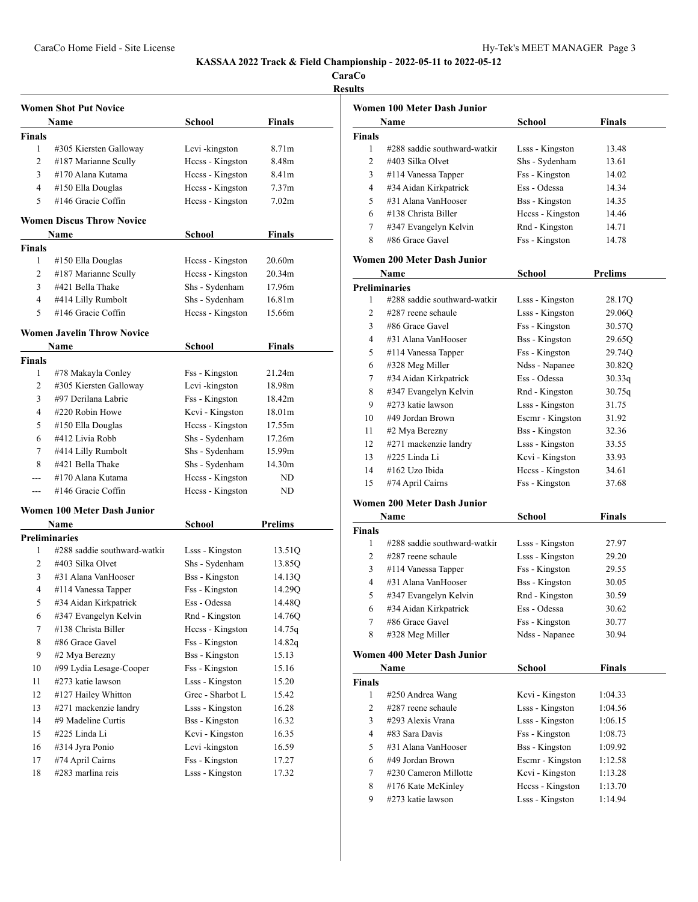KASSAA 2022 Track & Field Championship - 2022-05-11 to 2022-05-12

CaraCo

Results

### Women Shot Put Novice

| | Name | School | Finals |
|---|---|---|---|
| **Finals** | | | |
| 1 | #305 Kiersten Galloway | Lcvi -kingston | 8.71m |
| 2 | #187 Marianne Scully | Hccss - Kingston | 8.48m |
| 3 | #170 Alana Kutama | Hccss - Kingston | 8.41m |
| 4 | #150 Ella Douglas | Hccss - Kingston | 7.37m |
| 5 | #146 Gracie Coffin | Hccss - Kingston | 7.02m |

### Women Discus Throw Novice

| | Name | School | Finals |
|---|---|---|---|
| **Finals** | | | |
| 1 | #150 Ella Douglas | Hccss - Kingston | 20.60m |
| 2 | #187 Marianne Scully | Hccss - Kingston | 20.34m |
| 3 | #421 Bella Thake | Shs - Sydenham | 17.96m |
| 4 | #414 Lilly Rumbolt | Shs - Sydenham | 16.81m |
| 5 | #146 Gracie Coffin | Hccss - Kingston | 15.66m |

### Women Javelin Throw Novice

| | Name | School | Finals |
|---|---|---|---|
| **Finals** | | | |
| 1 | #78 Makayla Conley | Fss - Kingston | 21.24m |
| 2 | #305 Kiersten Galloway | Lcvi -kingston | 18.98m |
| 3 | #97 Derilana Labrie | Fss - Kingston | 18.42m |
| 4 | #220 Robin Howe | Kcvi - Kingston | 18.01m |
| 5 | #150 Ella Douglas | Hccss - Kingston | 17.55m |
| 6 | #412 Livia Robb | Shs - Sydenham | 17.26m |
| 7 | #414 Lilly Rumbolt | Shs - Sydenham | 15.99m |
| 8 | #421 Bella Thake | Shs - Sydenham | 14.30m |
| --- | #170 Alana Kutama | Hccss - Kingston | ND |
| --- | #146 Gracie Coffin | Hccss - Kingston | ND |

### Women 100 Meter Dash Junior

| | Name | School | Prelims |
|---|---|---|---|
| **Preliminaries** | | | |
| 1 | #288 saddie southward-watkir | Lsss - Kingston | 13.51Q |
| 2 | #403 Silka Olvet | Shs - Sydenham | 13.85Q |
| 3 | #31 Alana VanHooser | Bss - Kingston | 14.13Q |
| 4 | #114 Vanessa Tapper | Fss - Kingston | 14.29Q |
| 5 | #34 Aidan Kirkpatrick | Ess - Odessa | 14.48Q |
| 6 | #347 Evangelyn Kelvin | Rnd - Kingston | 14.76Q |
| 7 | #138 Christa Biller | Hccss - Kingston | 14.75q |
| 8 | #86 Grace Gavel | Fss - Kingston | 14.82q |
| 9 | #2 Mya Berezny | Bss - Kingston | 15.13 |
| 10 | #99 Lydia Lesage-Cooper | Fss - Kingston | 15.16 |
| 11 | #273 katie lawson | Lsss - Kingston | 15.20 |
| 12 | #127 Hailey Whitton | Grec - Sharbot L | 15.42 |
| 13 | #271 mackenzie landry | Lsss - Kingston | 16.28 |
| 14 | #9 Madeline Curtis | Bss - Kingston | 16.32 |
| 15 | #225 Linda Li | Kcvi - Kingston | 16.35 |
| 16 | #314 Jyra Ponio | Lcvi -kingston | 16.59 |
| 17 | #74 April Cairns | Fss - Kingston | 17.27 |
| 18 | #283 marlina reis | Lsss - Kingston | 17.32 |

### Women 100 Meter Dash Junior

| | Name | School | Finals |
|---|---|---|---|
| **Finals** | | | |
| 1 | #288 saddie southward-watkir | Lsss - Kingston | 13.48 |
| 2 | #403 Silka Olvet | Shs - Sydenham | 13.61 |
| 3 | #114 Vanessa Tapper | Fss - Kingston | 14.02 |
| 4 | #34 Aidan Kirkpatrick | Ess - Odessa | 14.34 |
| 5 | #31 Alana VanHooser | Bss - Kingston | 14.35 |
| 6 | #138 Christa Biller | Hccss - Kingston | 14.46 |
| 7 | #347 Evangelyn Kelvin | Rnd - Kingston | 14.71 |
| 8 | #86 Grace Gavel | Fss - Kingston | 14.78 |

### Women 200 Meter Dash Junior

| | Name | School | Prelims |
|---|---|---|---|
| **Preliminaries** | | | |
| 1 | #288 saddie southward-watkir | Lsss - Kingston | 28.17Q |
| 2 | #287 reene schaule | Lsss - Kingston | 29.06Q |
| 3 | #86 Grace Gavel | Fss - Kingston | 30.57Q |
| 4 | #31 Alana VanHooser | Bss - Kingston | 29.65Q |
| 5 | #114 Vanessa Tapper | Fss - Kingston | 29.74Q |
| 6 | #328 Meg Miller | Ndss - Napanee | 30.82Q |
| 7 | #34 Aidan Kirkpatrick | Ess - Odessa | 30.33q |
| 8 | #347 Evangelyn Kelvin | Rnd - Kingston | 30.75q |
| 9 | #273 katie lawson | Lsss - Kingston | 31.75 |
| 10 | #49 Jordan Brown | Escmr - Kingston | 31.92 |
| 11 | #2 Mya Berezny | Bss - Kingston | 32.36 |
| 12 | #271 mackenzie landry | Lsss - Kingston | 33.55 |
| 13 | #225 Linda Li | Kcvi - Kingston | 33.93 |
| 14 | #162 Uzo Ibida | Hccss - Kingston | 34.61 |
| 15 | #74 April Cairns | Fss - Kingston | 37.68 |

### Women 200 Meter Dash Junior

| | Name | School | Finals |
|---|---|---|---|
| **Finals** | | | |
| 1 | #288 saddie southward-watkir | Lsss - Kingston | 27.97 |
| 2 | #287 reene schaule | Lsss - Kingston | 29.20 |
| 3 | #114 Vanessa Tapper | Fss - Kingston | 29.55 |
| 4 | #31 Alana VanHooser | Bss - Kingston | 30.05 |
| 5 | #347 Evangelyn Kelvin | Rnd - Kingston | 30.59 |
| 6 | #34 Aidan Kirkpatrick | Ess - Odessa | 30.62 |
| 7 | #86 Grace Gavel | Fss - Kingston | 30.77 |
| 8 | #328 Meg Miller | Ndss - Napanee | 30.94 |

### Women 400 Meter Dash Junior

| | Name | School | Finals |
|---|---|---|---|
| **Finals** | | | |
| 1 | #250 Andrea Wang | Kcvi - Kingston | 1:04.33 |
| 2 | #287 reene schaule | Lsss - Kingston | 1:04.56 |
| 3 | #293 Alexis Vrana | Lsss - Kingston | 1:06.15 |
| 4 | #83 Sara Davis | Fss - Kingston | 1:08.73 |
| 5 | #31 Alana VanHooser | Bss - Kingston | 1:09.92 |
| 6 | #49 Jordan Brown | Escmr - Kingston | 1:12.58 |
| 7 | #230 Cameron Millotte | Kcvi - Kingston | 1:13.28 |
| 8 | #176 Kate McKinley | Hccss - Kingston | 1:13.70 |
| 9 | #273 katie lawson | Lsss - Kingston | 1:14.94 |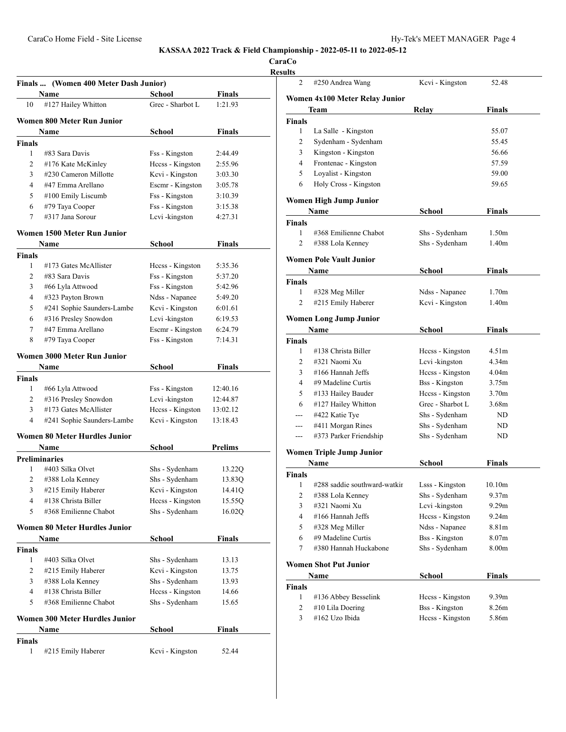# KASSAA 2022 Track & Field Championship - 2022-05-11 to 2022-05-12

**CaraCo**

**Results**

### Finals ... (Women 400 Meter Dash Junior)

| | Name | School | Finals |
|---|---|---|---|
| 10 | #127 Hailey Whitton | Grec - Sharbot L | 1:21.93 |

### Women 800 Meter Run Junior

| | Name | School | Finals |
|---|---|---|---|
| **Finals** | | | |
| 1 | #83 Sara Davis | Fss - Kingston | 2:44.49 |
| 2 | #176 Kate McKinley | Hccss - Kingston | 2:55.96 |
| 3 | #230 Cameron Millotte | Kcvi - Kingston | 3:03.30 |
| 4 | #47 Emma Arellano | Escmr - Kingston | 3:05.78 |
| 5 | #100 Emily Liscumb | Fss - Kingston | 3:10.39 |
| 6 | #79 Taya Cooper | Fss - Kingston | 3:15.38 |
| 7 | #317 Jana Sorour | Lcvi -kingston | 4:27.31 |

### Women 1500 Meter Run Junior

| | Name | School | Finals |
|---|---|---|---|
| **Finals** | | | |
| 1 | #173 Gates McAllister | Hccss - Kingston | 5:35.36 |
| 2 | #83 Sara Davis | Fss - Kingston | 5:37.20 |
| 3 | #66 Lyla Attwood | Fss - Kingston | 5:42.96 |
| 4 | #323 Payton Brown | Ndss - Napanee | 5:49.20 |
| 5 | #241 Sophie Saunders-Lambe | Kcvi - Kingston | 6:01.61 |
| 6 | #316 Presley Snowdon | Lcvi -kingston | 6:19.53 |
| 7 | #47 Emma Arellano | Escmr - Kingston | 6:24.79 |
| 8 | #79 Taya Cooper | Fss - Kingston | 7:14.31 |

### Women 3000 Meter Run Junior

| | Name | School | Finals |
|---|---|---|---|
| **Finals** | | | |
| 1 | #66 Lyla Attwood | Fss - Kingston | 12:40.16 |
| 2 | #316 Presley Snowdon | Lcvi -kingston | 12:44.87 |
| 3 | #173 Gates McAllister | Hccss - Kingston | 13:02.12 |
| 4 | #241 Sophie Saunders-Lambe | Kcvi - Kingston | 13:18.43 |

### Women 80 Meter Hurdles Junior

| | Name | School | Prelims |
|---|---|---|---|
| **Preliminaries** | | | |
| 1 | #403 Silka Olvet | Shs - Sydenham | 13.22Q |
| 2 | #388 Lola Kenney | Shs - Sydenham | 13.83Q |
| 3 | #215 Emily Haberer | Kcvi - Kingston | 14.41Q |
| 4 | #138 Christa Biller | Hccss - Kingston | 15.55Q |
| 5 | #368 Emilienne Chabot | Shs - Sydenham | 16.02Q |

### Women 80 Meter Hurdles Junior

| | Name | School | Finals |
|---|---|---|---|
| **Finals** | | | |
| 1 | #403 Silka Olvet | Shs - Sydenham | 13.13 |
| 2 | #215 Emily Haberer | Kcvi - Kingston | 13.75 |
| 3 | #388 Lola Kenney | Shs - Sydenham | 13.93 |
| 4 | #138 Christa Biller | Hccss - Kingston | 14.66 |
| 5 | #368 Emilienne Chabot | Shs - Sydenham | 15.65 |

### Women 300 Meter Hurdles Junior

| | Name | School | Finals |
|---|---|---|---|
| **Finals** | | | |
| 1 | #215 Emily Haberer | Kcvi - Kingston | 52.44 |
| 2 | #250 Andrea Wang | Kcvi - Kingston | 52.48 |

### Women 4x100 Meter Relay Junior

| | Team | Relay | Finals |
|---|---|---|---|
| **Finals** | | | |
| 1 | La Salle - Kingston | | 55.07 |
| 2 | Sydenham - Sydenham | | 55.45 |
| 3 | Kingston - Kingston | | 56.66 |
| 4 | Frontenac - Kingston | | 57.59 |
| 5 | Loyalist - Kingston | | 59.00 |
| 6 | Holy Cross - Kingston | | 59.65 |

### Women High Jump Junior

| | Name | School | Finals |
|---|---|---|---|
| **Finals** | | | |
| 1 | #368 Emilienne Chabot | Shs - Sydenham | 1.50m |
| 2 | #388 Lola Kenney | Shs - Sydenham | 1.40m |

### Women Pole Vault Junior

| | Name | School | Finals |
|---|---|---|---|
| **Finals** | | | |
| 1 | #328 Meg Miller | Ndss - Napanee | 1.70m |
| 2 | #215 Emily Haberer | Kcvi - Kingston | 1.40m |

### Women Long Jump Junior

| | Name | School | Finals |
|---|---|---|---|
| **Finals** | | | |
| 1 | #138 Christa Biller | Hccss - Kingston | 4.51m |
| 2 | #321 Naomi Xu | Lcvi -kingston | 4.34m |
| 3 | #166 Hannah Jeffs | Hccss - Kingston | 4.04m |
| 4 | #9 Madeline Curtis | Bss - Kingston | 3.75m |
| 5 | #133 Hailey Bauder | Hccss - Kingston | 3.70m |
| 6 | #127 Hailey Whitton | Grec - Sharbot L | 3.68m |
| --- | #422 Katie Tye | Shs - Sydenham | ND |
| --- | #411 Morgan Rines | Shs - Sydenham | ND |
| --- | #373 Parker Friendship | Shs - Sydenham | ND |

### Women Triple Jump Junior

| | Name | School | Finals |
|---|---|---|---|
| **Finals** | | | |
| 1 | #288 saddie southward-watkir | Lsss - Kingston | 10.10m |
| 2 | #388 Lola Kenney | Shs - Sydenham | 9.37m |
| 3 | #321 Naomi Xu | Lcvi -kingston | 9.29m |
| 4 | #166 Hannah Jeffs | Hccss - Kingston | 9.24m |
| 5 | #328 Meg Miller | Ndss - Napanee | 8.81m |
| 6 | #9 Madeline Curtis | Bss - Kingston | 8.07m |
| 7 | #380 Hannah Huckabone | Shs - Sydenham | 8.00m |

### Women Shot Put Junior

| | Name | School | Finals |
|---|---|---|---|
| **Finals** | | | |
| 1 | #136 Abbey Besselink | Hccss - Kingston | 9.39m |
| 2 | #10 Lila Doering | Bss - Kingston | 8.26m |
| 3 | #162 Uzo Ibida | Hccss - Kingston | 5.86m |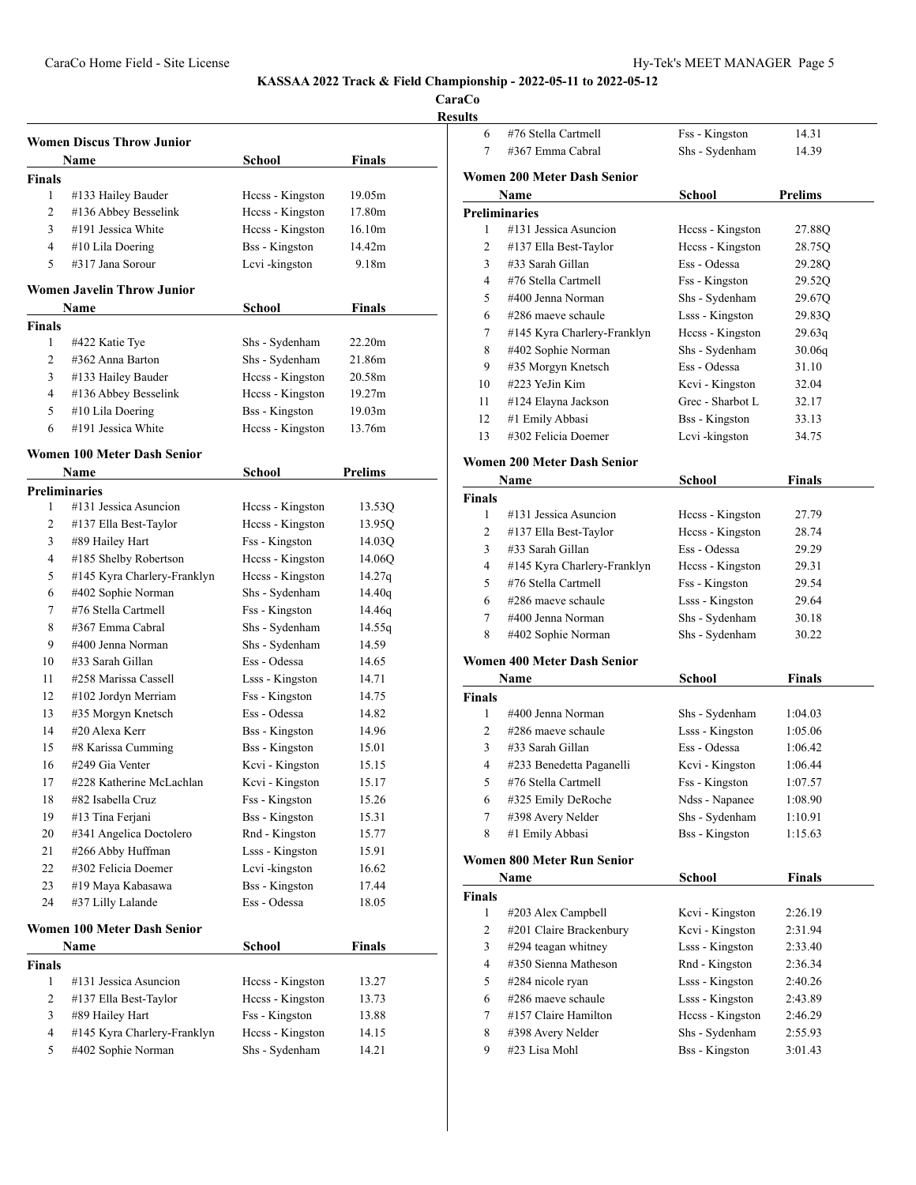**KASSAA 2022 Track & Field Championship - 2022-05-11 to 2022-05-12**

**CaraCo**

**Results**

### Women Discus Throw Junior

| | Name | School | Finals |
|---|---|---|---|
| **Finals** | | | |
| 1 | #133 Hailey Bauder | Hccss - Kingston | 19.05m |
| 2 | #136 Abbey Besselink | Hccss - Kingston | 17.80m |
| 3 | #191 Jessica White | Hccss - Kingston | 16.10m |
| 4 | #10 Lila Doering | Bss - Kingston | 14.42m |
| 5 | #317 Jana Sorour | Lcvi -kingston | 9.18m |

### Women Javelin Throw Junior

| | Name | School | Finals |
|---|---|---|---|
| **Finals** | | | |
| 1 | #422 Katie Tye | Shs - Sydenham | 22.20m |
| 2 | #362 Anna Barton | Shs - Sydenham | 21.86m |
| 3 | #133 Hailey Bauder | Hccss - Kingston | 20.58m |
| 4 | #136 Abbey Besselink | Hccss - Kingston | 19.27m |
| 5 | #10 Lila Doering | Bss - Kingston | 19.03m |
| 6 | #191 Jessica White | Hccss - Kingston | 13.76m |

### Women 100 Meter Dash Senior

| | Name | School | Prelims |
|---|---|---|---|
| **Preliminaries** | | | |
| 1 | #131 Jessica Asuncion | Hccss - Kingston | 13.53Q |
| 2 | #137 Ella Best-Taylor | Hccss - Kingston | 13.95Q |
| 3 | #89 Hailey Hart | Fss - Kingston | 14.03Q |
| 4 | #185 Shelby Robertson | Hccss - Kingston | 14.06Q |
| 5 | #145 Kyra Charlery-Franklyn | Hccss - Kingston | 14.27q |
| 6 | #402 Sophie Norman | Shs - Sydenham | 14.40q |
| 7 | #76 Stella Cartmell | Fss - Kingston | 14.46q |
| 8 | #367 Emma Cabral | Shs - Sydenham | 14.55q |
| 9 | #400 Jenna Norman | Shs - Sydenham | 14.59 |
| 10 | #33 Sarah Gillan | Ess - Odessa | 14.65 |
| 11 | #258 Marissa Cassell | Lsss - Kingston | 14.71 |
| 12 | #102 Jordyn Merriam | Fss - Kingston | 14.75 |
| 13 | #35 Morgyn Knetsch | Ess - Odessa | 14.82 |
| 14 | #20 Alexa Kerr | Bss - Kingston | 14.96 |
| 15 | #8 Karissa Cumming | Bss - Kingston | 15.01 |
| 16 | #249 Gia Venter | Kcvi - Kingston | 15.15 |
| 17 | #228 Katherine McLachlan | Kcvi - Kingston | 15.17 |
| 18 | #82 Isabella Cruz | Fss - Kingston | 15.26 |
| 19 | #13 Tina Ferjani | Bss - Kingston | 15.31 |
| 20 | #341 Angelica Doctolero | Rnd - Kingston | 15.77 |
| 21 | #266 Abby Huffman | Lsss - Kingston | 15.91 |
| 22 | #302 Felicia Doemer | Lcvi -kingston | 16.62 |
| 23 | #19 Maya Kabasawa | Bss - Kingston | 17.44 |
| 24 | #37 Lilly Lalande | Ess - Odessa | 18.05 |

### Women 100 Meter Dash Senior

| | Name | School | Finals |
|---|---|---|---|
| **Finals** | | | |
| 1 | #131 Jessica Asuncion | Hccss - Kingston | 13.27 |
| 2 | #137 Ella Best-Taylor | Hccss - Kingston | 13.73 |
| 3 | #89 Hailey Hart | Fss - Kingston | 13.88 |
| 4 | #145 Kyra Charlery-Franklyn | Hccss - Kingston | 14.15 |
| 5 | #402 Sophie Norman | Shs - Sydenham | 14.21 |
| 6 | #76 Stella Cartmell | Fss - Kingston | 14.31 |
| 7 | #367 Emma Cabral | Shs - Sydenham | 14.39 |

### Women 200 Meter Dash Senior

| | Name | School | Prelims |
|---|---|---|---|
| **Preliminaries** | | | |
| 1 | #131 Jessica Asuncion | Hccss - Kingston | 27.88Q |
| 2 | #137 Ella Best-Taylor | Hccss - Kingston | 28.75Q |
| 3 | #33 Sarah Gillan | Ess - Odessa | 29.28Q |
| 4 | #76 Stella Cartmell | Fss - Kingston | 29.52Q |
| 5 | #400 Jenna Norman | Shs - Sydenham | 29.67Q |
| 6 | #286 maeve schaule | Lsss - Kingston | 29.83Q |
| 7 | #145 Kyra Charlery-Franklyn | Hccss - Kingston | 29.63q |
| 8 | #402 Sophie Norman | Shs - Sydenham | 30.06q |
| 9 | #35 Morgyn Knetsch | Ess - Odessa | 31.10 |
| 10 | #223 YeJin Kim | Kcvi - Kingston | 32.04 |
| 11 | #124 Elayna Jackson | Grec - Sharbot L | 32.17 |
| 12 | #1 Emily Abbasi | Bss - Kingston | 33.13 |
| 13 | #302 Felicia Doemer | Lcvi -kingston | 34.75 |

### Women 200 Meter Dash Senior

| | Name | School | Finals |
|---|---|---|---|
| **Finals** | | | |
| 1 | #131 Jessica Asuncion | Hccss - Kingston | 27.79 |
| 2 | #137 Ella Best-Taylor | Hccss - Kingston | 28.74 |
| 3 | #33 Sarah Gillan | Ess - Odessa | 29.29 |
| 4 | #145 Kyra Charlery-Franklyn | Hccss - Kingston | 29.31 |
| 5 | #76 Stella Cartmell | Fss - Kingston | 29.54 |
| 6 | #286 maeve schaule | Lsss - Kingston | 29.64 |
| 7 | #400 Jenna Norman | Shs - Sydenham | 30.18 |
| 8 | #402 Sophie Norman | Shs - Sydenham | 30.22 |

### Women 400 Meter Dash Senior

| | Name | School | Finals |
|---|---|---|---|
| **Finals** | | | |
| 1 | #400 Jenna Norman | Shs - Sydenham | 1:04.03 |
| 2 | #286 maeve schaule | Lsss - Kingston | 1:05.06 |
| 3 | #33 Sarah Gillan | Ess - Odessa | 1:06.42 |
| 4 | #233 Benedetta Paganelli | Kcvi - Kingston | 1:06.44 |
| 5 | #76 Stella Cartmell | Fss - Kingston | 1:07.57 |
| 6 | #325 Emily DeRoche | Ndss - Napanee | 1:08.90 |
| 7 | #398 Avery Nelder | Shs - Sydenham | 1:10.91 |
| 8 | #1 Emily Abbasi | Bss - Kingston | 1:15.63 |

### Women 800 Meter Run Senior

| | Name | School | Finals |
|---|---|---|---|
| **Finals** | | | |
| 1 | #203 Alex Campbell | Kcvi - Kingston | 2:26.19 |
| 2 | #201 Claire Brackenbury | Kcvi - Kingston | 2:31.94 |
| 3 | #294 teagan whitney | Lsss - Kingston | 2:33.40 |
| 4 | #350 Sienna Matheson | Rnd - Kingston | 2:36.34 |
| 5 | #284 nicole ryan | Lsss - Kingston | 2:40.26 |
| 6 | #286 maeve schaule | Lsss - Kingston | 2:43.89 |
| 7 | #157 Claire Hamilton | Hccss - Kingston | 2:46.29 |
| 8 | #398 Avery Nelder | Shs - Sydenham | 2:55.93 |
| 9 | #23 Lisa Mohl | Bss - Kingston | 3:01.43 |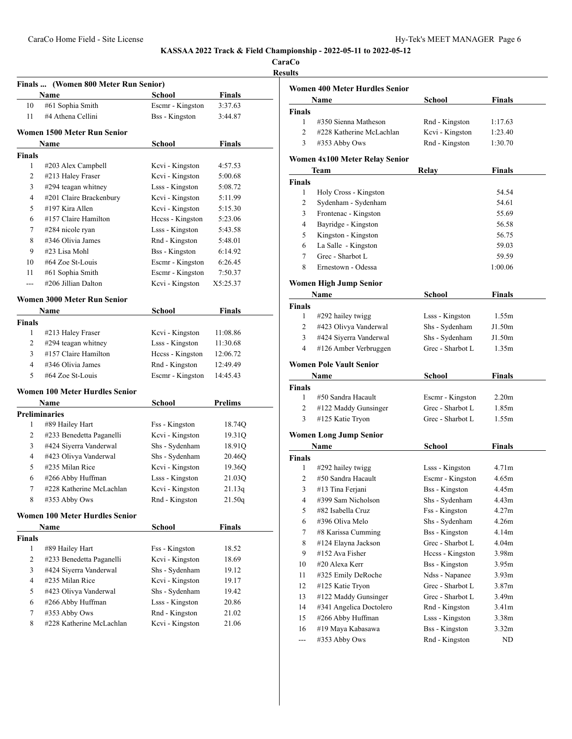# KASSAA 2022 Track & Field Championship - 2022-05-11 to 2022-05-12

**CaraCo**

**Results**

### Finals ... (Women 800 Meter Run Senior)

| | Name | School | Finals |
|---|---|---|---|
| 10 | #61 Sophia Smith | Escmr - Kingston | 3:37.63 |
| 11 | #4 Athena Cellini | Bss - Kingston | 3:44.87 |

### Women 1500 Meter Run Senior

| | Name | School | Finals |
|---|---|---|---|
| **Finals** | | | |
| 1 | #203 Alex Campbell | Kcvi - Kingston | 4:57.53 |
| 2 | #213 Haley Fraser | Kcvi - Kingston | 5:00.68 |
| 3 | #294 teagan whitney | Lsss - Kingston | 5:08.72 |
| 4 | #201 Claire Brackenbury | Kcvi - Kingston | 5:11.99 |
| 5 | #197 Kira Allen | Kcvi - Kingston | 5:15.30 |
| 6 | #157 Claire Hamilton | Hccss - Kingston | 5:23.06 |
| 7 | #284 nicole ryan | Lsss - Kingston | 5:43.58 |
| 8 | #346 Olivia James | Rnd - Kingston | 5:48.01 |
| 9 | #23 Lisa Mohl | Bss - Kingston | 6:14.92 |
| 10 | #64 Zoe St-Louis | Escmr - Kingston | 6:26.45 |
| 11 | #61 Sophia Smith | Escmr - Kingston | 7:50.37 |
| --- | #206 Jillian Dalton | Kcvi - Kingston | X5:25.37 |

### Women 3000 Meter Run Senior

| | Name | School | Finals |
|---|---|---|---|
| **Finals** | | | |
| 1 | #213 Haley Fraser | Kcvi - Kingston | 11:08.86 |
| 2 | #294 teagan whitney | Lsss - Kingston | 11:30.68 |
| 3 | #157 Claire Hamilton | Hccss - Kingston | 12:06.72 |
| 4 | #346 Olivia James | Rnd - Kingston | 12:49.49 |
| 5 | #64 Zoe St-Louis | Escmr - Kingston | 14:45.43 |

### Women 100 Meter Hurdles Senior

| | Name | School | Prelims |
|---|---|---|---|
| **Preliminaries** | | | |
| 1 | #89 Hailey Hart | Fss - Kingston | 18.74Q |
| 2 | #233 Benedetta Paganelli | Kcvi - Kingston | 19.31Q |
| 3 | #424 Siyerra Vanderwal | Shs - Sydenham | 18.91Q |
| 4 | #423 Olivya Vanderwal | Shs - Sydenham | 20.46Q |
| 5 | #235 Milan Rice | Kcvi - Kingston | 19.36Q |
| 6 | #266 Abby Huffman | Lsss - Kingston | 21.03Q |
| 7 | #228 Katherine McLachlan | Kcvi - Kingston | 21.13q |
| 8 | #353 Abby Ows | Rnd - Kingston | 21.50q |

### Women 100 Meter Hurdles Senior

| | Name | School | Finals |
|---|---|---|---|
| **Finals** | | | |
| 1 | #89 Hailey Hart | Fss - Kingston | 18.52 |
| 2 | #233 Benedetta Paganelli | Kcvi - Kingston | 18.69 |
| 3 | #424 Siyerra Vanderwal | Shs - Sydenham | 19.12 |
| 4 | #235 Milan Rice | Kcvi - Kingston | 19.17 |
| 5 | #423 Olivya Vanderwal | Shs - Sydenham | 19.42 |
| 6 | #266 Abby Huffman | Lsss - Kingston | 20.86 |
| 7 | #353 Abby Ows | Rnd - Kingston | 21.02 |
| 8 | #228 Katherine McLachlan | Kcvi - Kingston | 21.06 |

### Women 400 Meter Hurdles Senior

| | Name | School | Finals |
|---|---|---|---|
| **Finals** | | | |
| 1 | #350 Sienna Matheson | Rnd - Kingston | 1:17.63 |
| 2 | #228 Katherine McLachlan | Kcvi - Kingston | 1:23.40 |
| 3 | #353 Abby Ows | Rnd - Kingston | 1:30.70 |

### Women 4x100 Meter Relay Senior

| | Team | Relay | Finals |
|---|---|---|---|
| **Finals** | | | |
| 1 | Holy Cross - Kingston | | 54.54 |
| 2 | Sydenham - Sydenham | | 54.61 |
| 3 | Frontenac - Kingston | | 55.69 |
| 4 | Bayridge - Kingston | | 56.58 |
| 5 | Kingston - Kingston | | 56.75 |
| 6 | La Salle - Kingston | | 59.03 |
| 7 | Grec - Sharbot L | | 59.59 |
| 8 | Ernestown - Odessa | | 1:00.06 |

### Women High Jump Senior

| | Name | School | Finals |
|---|---|---|---|
| **Finals** | | | |
| 1 | #292 hailey twigg | Lsss - Kingston | 1.55m |
| 2 | #423 Olivya Vanderwal | Shs - Sydenham | J1.50m |
| 3 | #424 Siyerra Vanderwal | Shs - Sydenham | J1.50m |
| 4 | #126 Amber Verbruggen | Grec - Sharbot L | 1.35m |

### Women Pole Vault Senior

| | Name | School | Finals |
|---|---|---|---|
| **Finals** | | | |
| 1 | #50 Sandra Hacault | Escmr - Kingston | 2.20m |
| 2 | #122 Maddy Gunsinger | Grec - Sharbot L | 1.85m |
| 3 | #125 Katie Tryon | Grec - Sharbot L | 1.55m |

### Women Long Jump Senior

| | Name | School | Finals |
|---|---|---|---|
| **Finals** | | | |
| 1 | #292 hailey twigg | Lsss - Kingston | 4.71m |
| 2 | #50 Sandra Hacault | Escmr - Kingston | 4.65m |
| 3 | #13 Tina Ferjani | Bss - Kingston | 4.45m |
| 4 | #399 Sam Nicholson | Shs - Sydenham | 4.43m |
| 5 | #82 Isabella Cruz | Fss - Kingston | 4.27m |
| 6 | #396 Oliva Melo | Shs - Sydenham | 4.26m |
| 7 | #8 Karissa Cumming | Bss - Kingston | 4.14m |
| 8 | #124 Elayna Jackson | Grec - Sharbot L | 4.04m |
| 9 | #152 Ava Fisher | Hccss - Kingston | 3.98m |
| 10 | #20 Alexa Kerr | Bss - Kingston | 3.95m |
| 11 | #325 Emily DeRoche | Ndss - Napanee | 3.93m |
| 12 | #125 Katie Tryon | Grec - Sharbot L | 3.87m |
| 13 | #122 Maddy Gunsinger | Grec - Sharbot L | 3.49m |
| 14 | #341 Angelica Doctolero | Rnd - Kingston | 3.41m |
| 15 | #266 Abby Huffman | Lsss - Kingston | 3.38m |
| 16 | #19 Maya Kabasawa | Bss - Kingston | 3.32m |
| --- | #353 Abby Ows | Rnd - Kingston | ND |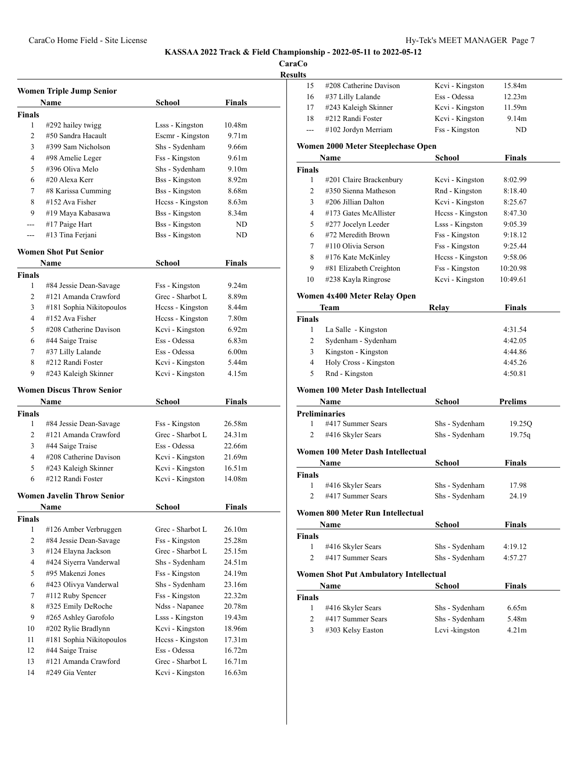# KASSAA 2022 Track & Field Championship - 2022-05-11 to 2022-05-12

## CaraCo

### Results

### Women Triple Jump Senior

| | Name | School | Finals |
|---|---|---|---|
| **Finals** | | | |
| 1 | #292 hailey twigg | Lsss - Kingston | 10.48m |
| 2 | #50 Sandra Hacault | Escmr - Kingston | 9.71m |
| 3 | #399 Sam Nicholson | Shs - Sydenham | 9.66m |
| 4 | #98 Amelie Leger | Fss - Kingston | 9.61m |
| 5 | #396 Oliva Melo | Shs - Sydenham | 9.10m |
| 6 | #20 Alexa Kerr | Bss - Kingston | 8.92m |
| 7 | #8 Karissa Cumming | Bss - Kingston | 8.68m |
| 8 | #152 Ava Fisher | Hccss - Kingston | 8.63m |
| 9 | #19 Maya Kabasawa | Bss - Kingston | 8.34m |
| --- | #17 Paige Hart | Bss - Kingston | ND |
| --- | #13 Tina Ferjani | Bss - Kingston | ND |

### Women Shot Put Senior

| | Name | School | Finals |
|---|---|---|---|
| **Finals** | | | |
| 1 | #84 Jessie Dean-Savage | Fss - Kingston | 9.24m |
| 2 | #121 Amanda Crawford | Grec - Sharbot L | 8.89m |
| 3 | #181 Sophia Nikitopoulos | Hccss - Kingston | 8.44m |
| 4 | #152 Ava Fisher | Hccss - Kingston | 7.80m |
| 5 | #208 Catherine Davison | Kcvi - Kingston | 6.92m |
| 6 | #44 Saige Traise | Ess - Odessa | 6.83m |
| 7 | #37 Lilly Lalande | Ess - Odessa | 6.00m |
| 8 | #212 Randi Foster | Kcvi - Kingston | 5.44m |
| 9 | #243 Kaleigh Skinner | Kcvi - Kingston | 4.15m |

### Women Discus Throw Senior

| | Name | School | Finals |
|---|---|---|---|
| **Finals** | | | |
| 1 | #84 Jessie Dean-Savage | Fss - Kingston | 26.58m |
| 2 | #121 Amanda Crawford | Grec - Sharbot L | 24.31m |
| 3 | #44 Saige Traise | Ess - Odessa | 22.66m |
| 4 | #208 Catherine Davison | Kcvi - Kingston | 21.69m |
| 5 | #243 Kaleigh Skinner | Kcvi - Kingston | 16.51m |
| 6 | #212 Randi Foster | Kcvi - Kingston | 14.08m |

### Women Javelin Throw Senior

| | Name | School | Finals |
|---|---|---|---|
| **Finals** | | | |
| 1 | #126 Amber Verbruggen | Grec - Sharbot L | 26.10m |
| 2 | #84 Jessie Dean-Savage | Fss - Kingston | 25.28m |
| 3 | #124 Elayna Jackson | Grec - Sharbot L | 25.15m |
| 4 | #424 Siyerra Vanderwal | Shs - Sydenham | 24.51m |
| 5 | #95 Makenzi Jones | Fss - Kingston | 24.19m |
| 6 | #423 Olivya Vanderwal | Shs - Sydenham | 23.16m |
| 7 | #112 Ruby Spencer | Fss - Kingston | 22.32m |
| 8 | #325 Emily DeRoche | Ndss - Napanee | 20.78m |
| 9 | #265 Ashley Garofolo | Lsss - Kingston | 19.43m |
| 10 | #202 Rylie Bradlynn | Kcvi - Kingston | 18.96m |
| 11 | #181 Sophia Nikitopoulos | Hccss - Kingston | 17.31m |
| 12 | #44 Saige Traise | Ess - Odessa | 16.72m |
| 13 | #121 Amanda Crawford | Grec - Sharbot L | 16.71m |
| 14 | #249 Gia Venter | Kcvi - Kingston | 16.63m |
| 15 | #208 Catherine Davison | Kcvi - Kingston | 15.84m |
| 16 | #37 Lilly Lalande | Ess - Odessa | 12.23m |
| 17 | #243 Kaleigh Skinner | Kcvi - Kingston | 11.59m |
| 18 | #212 Randi Foster | Kcvi - Kingston | 9.14m |
| --- | #102 Jordyn Merriam | Fss - Kingston | ND |

### Women 2000 Meter Steeplechase Open

| | Name | School | Finals |
|---|---|---|---|
| **Finals** | | | |
| 1 | #201 Claire Brackenbury | Kcvi - Kingston | 8:02.99 |
| 2 | #350 Sienna Matheson | Rnd - Kingston | 8:18.40 |
| 3 | #206 Jillian Dalton | Kcvi - Kingston | 8:25.67 |
| 4 | #173 Gates McAllister | Hccss - Kingston | 8:47.30 |
| 5 | #277 Jocelyn Leeder | Lsss - Kingston | 9:05.39 |
| 6 | #72 Meredith Brown | Fss - Kingston | 9:18.12 |
| 7 | #110 Olivia Serson | Fss - Kingston | 9:25.44 |
| 8 | #176 Kate McKinley | Hccss - Kingston | 9:58.06 |
| 9 | #81 Elizabeth Creighton | Fss - Kingston | 10:20.98 |
| 10 | #238 Kayla Ringrose | Kcvi - Kingston | 10:49.61 |

### Women 4x400 Meter Relay Open

| | Team | Relay | Finals |
|---|---|---|---|
| **Finals** | | | |
| 1 | La Salle - Kingston | | 4:31.54 |
| 2 | Sydenham - Sydenham | | 4:42.05 |
| 3 | Kingston - Kingston | | 4:44.86 |
| 4 | Holy Cross - Kingston | | 4:45.26 |
| 5 | Rnd - Kingston | | 4:50.81 |

### Women 100 Meter Dash Intellectual

| | Name | School | Prelims |
|---|---|---|---|
| **Preliminaries** | | | |
| 1 | #417 Summer Sears | Shs - Sydenham | 19.25Q |
| 2 | #416 Skyler Sears | Shs - Sydenham | 19.75q |

### Women 100 Meter Dash Intellectual

| | Name | School | Finals |
|---|---|---|---|
| **Finals** | | | |
| 1 | #416 Skyler Sears | Shs - Sydenham | 17.98 |
| 2 | #417 Summer Sears | Shs - Sydenham | 24.19 |

### Women 800 Meter Run Intellectual

| | Name | School | Finals |
|---|---|---|---|
| **Finals** | | | |
| 1 | #416 Skyler Sears | Shs - Sydenham | 4:19.12 |
| 2 | #417 Summer Sears | Shs - Sydenham | 4:57.27 |

### Women Shot Put Ambulatory Intellectual

| | Name | School | Finals |
|---|---|---|---|
| **Finals** | | | |
| 1 | #416 Skyler Sears | Shs - Sydenham | 6.65m |
| 2 | #417 Summer Sears | Shs - Sydenham | 5.48m |
| 3 | #303 Kelsy Easton | Lcvi -kingston | 4.21m |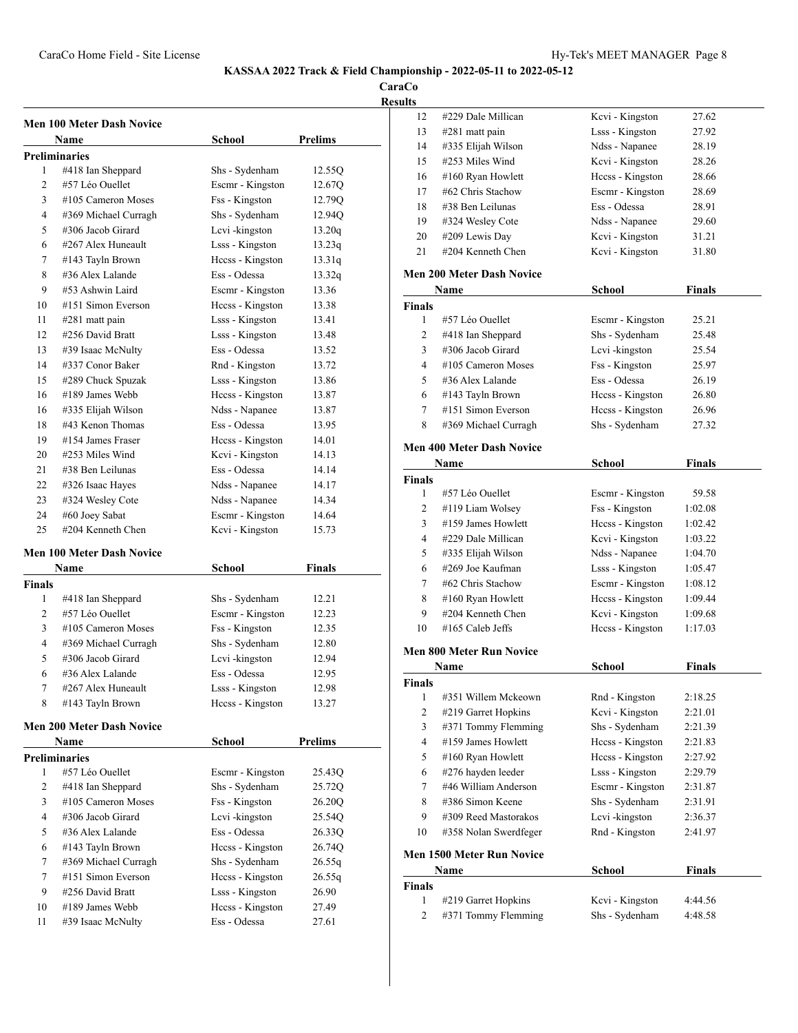**KASSAA 2022 Track & Field Championship - 2022-05-11 to 2022-05-12**

**CaraCo**

**Results**

### Men 100 Meter Dash Novice

| | Name | School | Prelims |
|---|---|---|---|
| **Preliminaries** | | | |
| 1 | #418 Ian Sheppard | Shs - Sydenham | 12.55Q |
| 2 | #57 Léo Ouellet | Escmr - Kingston | 12.67Q |
| 3 | #105 Cameron Moses | Fss - Kingston | 12.79Q |
| 4 | #369 Michael Curragh | Shs - Sydenham | 12.94Q |
| 5 | #306 Jacob Girard | Lcvi -kingston | 13.20q |
| 6 | #267 Alex Huneault | Lsss - Kingston | 13.23q |
| 7 | #143 Tayln Brown | Hccss - Kingston | 13.31q |
| 8 | #36 Alex Lalande | Ess - Odessa | 13.32q |
| 9 | #53 Ashwin Laird | Escmr - Kingston | 13.36 |
| 10 | #151 Simon Everson | Hccss - Kingston | 13.38 |
| 11 | #281 matt pain | Lsss - Kingston | 13.41 |
| 12 | #256 David Bratt | Lsss - Kingston | 13.48 |
| 13 | #39 Isaac McNulty | Ess - Odessa | 13.52 |
| 14 | #337 Conor Baker | Rnd - Kingston | 13.72 |
| 15 | #289 Chuck Spuzak | Lsss - Kingston | 13.86 |
| 16 | #189 James Webb | Hccss - Kingston | 13.87 |
| 16 | #335 Elijah Wilson | Ndss - Napanee | 13.87 |
| 18 | #43 Kenon Thomas | Ess - Odessa | 13.95 |
| 19 | #154 James Fraser | Hccss - Kingston | 14.01 |
| 20 | #253 Miles Wind | Kcvi - Kingston | 14.13 |
| 21 | #38 Ben Leilunas | Ess - Odessa | 14.14 |
| 22 | #326 Isaac Hayes | Ndss - Napanee | 14.17 |
| 23 | #324 Wesley Cote | Ndss - Napanee | 14.34 |
| 24 | #60 Joey Sabat | Escmr - Kingston | 14.64 |
| 25 | #204 Kenneth Chen | Kcvi - Kingston | 15.73 |

### Men 100 Meter Dash Novice

| | Name | School | Finals |
|---|---|---|---|
| **Finals** | | | |
| 1 | #418 Ian Sheppard | Shs - Sydenham | 12.21 |
| 2 | #57 Léo Ouellet | Escmr - Kingston | 12.23 |
| 3 | #105 Cameron Moses | Fss - Kingston | 12.35 |
| 4 | #369 Michael Curragh | Shs - Sydenham | 12.80 |
| 5 | #306 Jacob Girard | Lcvi -kingston | 12.94 |
| 6 | #36 Alex Lalande | Ess - Odessa | 12.95 |
| 7 | #267 Alex Huneault | Lsss - Kingston | 12.98 |
| 8 | #143 Tayln Brown | Hccss - Kingston | 13.27 |

### Men 200 Meter Dash Novice

| | Name | School | Prelims |
|---|---|---|---|
| **Preliminaries** | | | |
| 1 | #57 Léo Ouellet | Escmr - Kingston | 25.43Q |
| 2 | #418 Ian Sheppard | Shs - Sydenham | 25.72Q |
| 3 | #105 Cameron Moses | Fss - Kingston | 26.20Q |
| 4 | #306 Jacob Girard | Lcvi -kingston | 25.54Q |
| 5 | #36 Alex Lalande | Ess - Odessa | 26.33Q |
| 6 | #143 Tayln Brown | Hccss - Kingston | 26.74Q |
| 7 | #369 Michael Curragh | Shs - Sydenham | 26.55q |
| 7 | #151 Simon Everson | Hccss - Kingston | 26.55q |
| 9 | #256 David Bratt | Lsss - Kingston | 26.90 |
| 10 | #189 James Webb | Hccss - Kingston | 27.49 |
| 11 | #39 Isaac McNulty | Ess - Odessa | 27.61 |
| 12 | #229 Dale Millican | Kcvi - Kingston | 27.62 |
| 13 | #281 matt pain | Lsss - Kingston | 27.92 |
| 14 | #335 Elijah Wilson | Ndss - Napanee | 28.19 |
| 15 | #253 Miles Wind | Kcvi - Kingston | 28.26 |
| 16 | #160 Ryan Howlett | Hccss - Kingston | 28.66 |
| 17 | #62 Chris Stachow | Escmr - Kingston | 28.69 |
| 18 | #38 Ben Leilunas | Ess - Odessa | 28.91 |
| 19 | #324 Wesley Cote | Ndss - Napanee | 29.60 |
| 20 | #209 Lewis Day | Kcvi - Kingston | 31.21 |
| 21 | #204 Kenneth Chen | Kcvi - Kingston | 31.80 |

### Men 200 Meter Dash Novice

| | Name | School | Finals |
|---|---|---|---|
| **Finals** | | | |
| 1 | #57 Léo Ouellet | Escmr - Kingston | 25.21 |
| 2 | #418 Ian Sheppard | Shs - Sydenham | 25.48 |
| 3 | #306 Jacob Girard | Lcvi -kingston | 25.54 |
| 4 | #105 Cameron Moses | Fss - Kingston | 25.97 |
| 5 | #36 Alex Lalande | Ess - Odessa | 26.19 |
| 6 | #143 Tayln Brown | Hccss - Kingston | 26.80 |
| 7 | #151 Simon Everson | Hccss - Kingston | 26.96 |
| 8 | #369 Michael Curragh | Shs - Sydenham | 27.32 |

### Men 400 Meter Dash Novice

| | Name | School | Finals |
|---|---|---|---|
| **Finals** | | | |
| 1 | #57 Léo Ouellet | Escmr - Kingston | 59.58 |
| 2 | #119 Liam Wolsey | Fss - Kingston | 1:02.08 |
| 3 | #159 James Howlett | Hccss - Kingston | 1:02.42 |
| 4 | #229 Dale Millican | Kcvi - Kingston | 1:03.22 |
| 5 | #335 Elijah Wilson | Ndss - Napanee | 1:04.70 |
| 6 | #269 Joe Kaufman | Lsss - Kingston | 1:05.47 |
| 7 | #62 Chris Stachow | Escmr - Kingston | 1:08.12 |
| 8 | #160 Ryan Howlett | Hccss - Kingston | 1:09.44 |
| 9 | #204 Kenneth Chen | Kcvi - Kingston | 1:09.68 |
| 10 | #165 Caleb Jeffs | Hccss - Kingston | 1:17.03 |

### Men 800 Meter Run Novice

| | Name | School | Finals |
|---|---|---|---|
| **Finals** | | | |
| 1 | #351 Willem Mckeown | Rnd - Kingston | 2:18.25 |
| 2 | #219 Garret Hopkins | Kcvi - Kingston | 2:21.01 |
| 3 | #371 Tommy Flemming | Shs - Sydenham | 2:21.39 |
| 4 | #159 James Howlett | Hccss - Kingston | 2:21.83 |
| 5 | #160 Ryan Howlett | Hccss - Kingston | 2:27.92 |
| 6 | #276 hayden leeder | Lsss - Kingston | 2:29.79 |
| 7 | #46 William Anderson | Escmr - Kingston | 2:31.87 |
| 8 | #386 Simon Keene | Shs - Sydenham | 2:31.91 |
| 9 | #309 Reed Mastorakos | Lcvi -kingston | 2:36.37 |
| 10 | #358 Nolan Swerdfeger | Rnd - Kingston | 2:41.97 |

### Men 1500 Meter Run Novice

| | Name | School | Finals |
|---|---|---|---|
| **Finals** | | | |
| 1 | #219 Garret Hopkins | Kcvi - Kingston | 4:44.56 |
| 2 | #371 Tommy Flemming | Shs - Sydenham | 4:48.58 |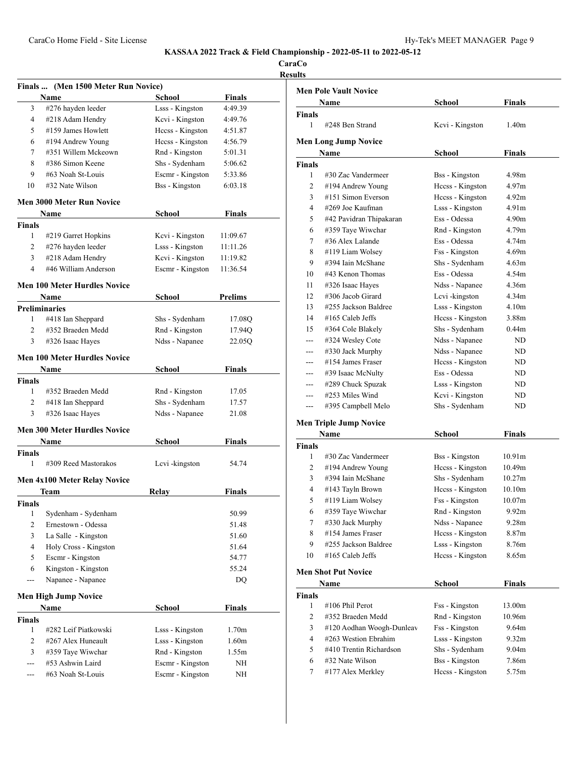# KASSAA 2022 Track & Field Championship - 2022-05-11 to 2022-05-12

**CaraCo**

**Results**

## Finals ... (Men 1500 Meter Run Novice)

| | Name | School | Finals |
|---|---|---|---|
| 3 | #276 hayden leeder | Lsss - Kingston | 4:49.39 |
| 4 | #218 Adam Hendry | Kcvi - Kingston | 4:49.76 |
| 5 | #159 James Howlett | Hccss - Kingston | 4:51.87 |
| 6 | #194 Andrew Young | Hccss - Kingston | 4:56.79 |
| 7 | #351 Willem Mckeown | Rnd - Kingston | 5:01.31 |
| 8 | #386 Simon Keene | Shs - Sydenham | 5:06.62 |
| 9 | #63 Noah St-Louis | Escmr - Kingston | 5:33.86 |
| 10 | #32 Nate Wilson | Bss - Kingston | 6:03.18 |

## Men 3000 Meter Run Novice

| | Name | School | Finals |
|---|---|---|---|
| **Finals** | | | |
| 1 | #219 Garret Hopkins | Kcvi - Kingston | 11:09.67 |
| 2 | #276 hayden leeder | Lsss - Kingston | 11:11.26 |
| 3 | #218 Adam Hendry | Kcvi - Kingston | 11:19.82 |
| 4 | #46 William Anderson | Escmr - Kingston | 11:36.54 |

## Men 100 Meter Hurdles Novice

| | Name | School | Prelims |
|---|---|---|---|
| **Preliminaries** | | | |
| 1 | #418 Ian Sheppard | Shs - Sydenham | 17.08Q |
| 2 | #352 Braeden Medd | Rnd - Kingston | 17.94Q |
| 3 | #326 Isaac Hayes | Ndss - Napanee | 22.05Q |

## Men 100 Meter Hurdles Novice

| | Name | School | Finals |
|---|---|---|---|
| **Finals** | | | |
| 1 | #352 Braeden Medd | Rnd - Kingston | 17.05 |
| 2 | #418 Ian Sheppard | Shs - Sydenham | 17.57 |
| 3 | #326 Isaac Hayes | Ndss - Napanee | 21.08 |

## Men 300 Meter Hurdles Novice

| | Name | School | Finals |
|---|---|---|---|
| **Finals** | | | |
| 1 | #309 Reed Mastorakos | Lcvi -kingston | 54.74 |

## Men 4x100 Meter Relay Novice

| | Team | Relay | Finals |
|---|---|---|---|
| **Finals** | | | |
| 1 | Sydenham - Sydenham | | 50.99 |
| 2 | Ernestown - Odessa | | 51.48 |
| 3 | La Salle - Kingston | | 51.60 |
| 4 | Holy Cross - Kingston | | 51.64 |
| 5 | Escmr - Kingston | | 54.77 |
| 6 | Kingston - Kingston | | 55.24 |
| --- | Napanee - Napanee | | DQ |

## Men High Jump Novice

| | Name | School | Finals |
|---|---|---|---|
| **Finals** | | | |
| 1 | #282 Leif Piatkowski | Lsss - Kingston | 1.70m |
| 2 | #267 Alex Huneault | Lsss - Kingston | 1.60m |
| 3 | #359 Taye Wiwchar | Rnd - Kingston | 1.55m |
| --- | #53 Ashwin Laird | Escmr - Kingston | NH |
| --- | #63 Noah St-Louis | Escmr - Kingston | NH |

## Men Pole Vault Novice

| | Name | School | Finals |
|---|---|---|---|
| **Finals** | | | |
| 1 | #248 Ben Strand | Kcvi - Kingston | 1.40m |

## Men Long Jump Novice

| | Name | School | Finals |
|---|---|---|---|
| **Finals** | | | |
| 1 | #30 Zac Vandermeer | Bss - Kingston | 4.98m |
| 2 | #194 Andrew Young | Hccss - Kingston | 4.97m |
| 3 | #151 Simon Everson | Hccss - Kingston | 4.92m |
| 4 | #269 Joe Kaufman | Lsss - Kingston | 4.91m |
| 5 | #42 Pavidran Thipakaran | Ess - Odessa | 4.90m |
| 6 | #359 Taye Wiwchar | Rnd - Kingston | 4.79m |
| 7 | #36 Alex Lalande | Ess - Odessa | 4.74m |
| 8 | #119 Liam Wolsey | Fss - Kingston | 4.69m |
| 9 | #394 Iain McShane | Shs - Sydenham | 4.63m |
| 10 | #43 Kenon Thomas | Ess - Odessa | 4.54m |
| 11 | #326 Isaac Hayes | Ndss - Napanee | 4.36m |
| 12 | #306 Jacob Girard | Lcvi -kingston | 4.34m |
| 13 | #255 Jackson Baldree | Lsss - Kingston | 4.10m |
| 14 | #165 Caleb Jeffs | Hccss - Kingston | 3.88m |
| 15 | #364 Cole Blakely | Shs - Sydenham | 0.44m |
| --- | #324 Wesley Cote | Ndss - Napanee | ND |
| --- | #330 Jack Murphy | Ndss - Napanee | ND |
| --- | #154 James Fraser | Hccss - Kingston | ND |
| --- | #39 Isaac McNulty | Ess - Odessa | ND |
| --- | #289 Chuck Spuzak | Lsss - Kingston | ND |
| --- | #253 Miles Wind | Kcvi - Kingston | ND |
| --- | #395 Campbell Melo | Shs - Sydenham | ND |

## Men Triple Jump Novice

| | Name | School | Finals |
|---|---|---|---|
| **Finals** | | | |
| 1 | #30 Zac Vandermeer | Bss - Kingston | 10.91m |
| 2 | #194 Andrew Young | Hccss - Kingston | 10.49m |
| 3 | #394 Iain McShane | Shs - Sydenham | 10.27m |
| 4 | #143 Tayln Brown | Hccss - Kingston | 10.10m |
| 5 | #119 Liam Wolsey | Fss - Kingston | 10.07m |
| 6 | #359 Taye Wiwchar | Rnd - Kingston | 9.92m |
| 7 | #330 Jack Murphy | Ndss - Napanee | 9.28m |
| 8 | #154 James Fraser | Hccss - Kingston | 8.87m |
| 9 | #255 Jackson Baldree | Lsss - Kingston | 8.76m |
| 10 | #165 Caleb Jeffs | Hccss - Kingston | 8.65m |

## Men Shot Put Novice

| | Name | School | Finals |
|---|---|---|---|
| **Finals** | | | |
| 1 | #106 Phil Perot | Fss - Kingston | 13.00m |
| 2 | #352 Braeden Medd | Rnd - Kingston | 10.96m |
| 3 | #120 Aodhan Woogh-Dunleav | Fss - Kingston | 9.64m |
| 4 | #263 Westion Ebrahim | Lsss - Kingston | 9.32m |
| 5 | #410 Trentin Richardson | Shs - Sydenham | 9.04m |
| 6 | #32 Nate Wilson | Bss - Kingston | 7.86m |
| 7 | #177 Alex Merkley | Hccss - Kingston | 5.75m |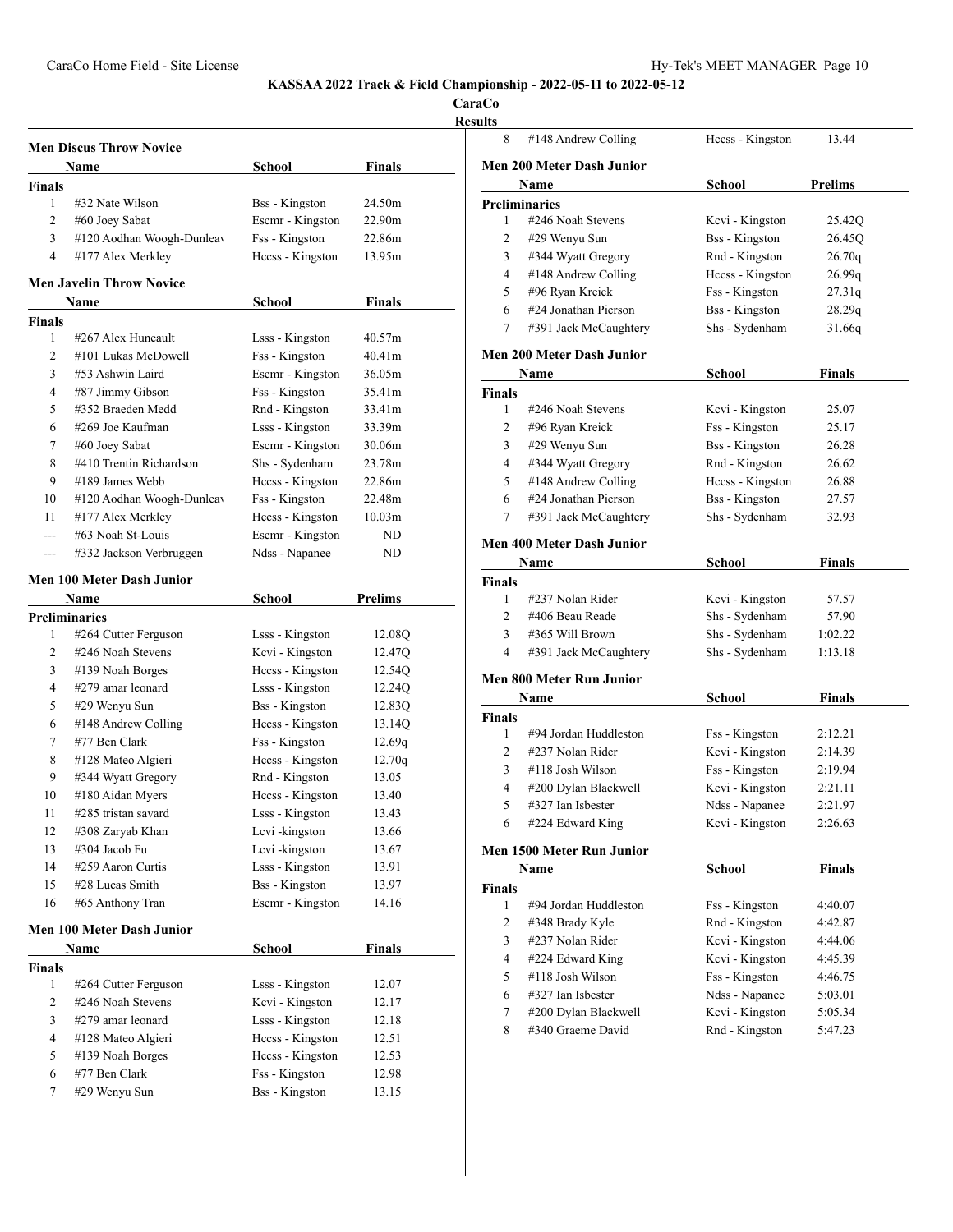KASSAA 2022 Track & Field Championship - 2022-05-11 to 2022-05-12

CaraCo

Results

### Men Discus Throw Novice

| | Name | School | Finals |
|---|---|---|---|
| **Finals** | | | |
| 1 | #32 Nate Wilson | Bss - Kingston | 24.50m |
| 2 | #60 Joey Sabat | Escmr - Kingston | 22.90m |
| 3 | #120 Aodhan Woogh-Dunleav | Fss - Kingston | 22.86m |
| 4 | #177 Alex Merkley | Hccss - Kingston | 13.95m |

### Men Javelin Throw Novice

| | Name | School | Finals |
|---|---|---|---|
| **Finals** | | | |
| 1 | #267 Alex Huneault | Lsss - Kingston | 40.57m |
| 2 | #101 Lukas McDowell | Fss - Kingston | 40.41m |
| 3 | #53 Ashwin Laird | Escmr - Kingston | 36.05m |
| 4 | #87 Jimmy Gibson | Fss - Kingston | 35.41m |
| 5 | #352 Braeden Medd | Rnd - Kingston | 33.41m |
| 6 | #269 Joe Kaufman | Lsss - Kingston | 33.39m |
| 7 | #60 Joey Sabat | Escmr - Kingston | 30.06m |
| 8 | #410 Trentin Richardson | Shs - Sydenham | 23.78m |
| 9 | #189 James Webb | Hccss - Kingston | 22.86m |
| 10 | #120 Aodhan Woogh-Dunleav | Fss - Kingston | 22.48m |
| 11 | #177 Alex Merkley | Hccss - Kingston | 10.03m |
| --- | #63 Noah St-Louis | Escmr - Kingston | ND |
| --- | #332 Jackson Verbruggen | Ndss - Napanee | ND |

### Men 100 Meter Dash Junior

| | Name | School | Prelims |
|---|---|---|---|
| **Preliminaries** | | | |
| 1 | #264 Cutter Ferguson | Lsss - Kingston | 12.08Q |
| 2 | #246 Noah Stevens | Kcvi - Kingston | 12.47Q |
| 3 | #139 Noah Borges | Hccss - Kingston | 12.54Q |
| 4 | #279 amar leonard | Lsss - Kingston | 12.24Q |
| 5 | #29 Wenyu Sun | Bss - Kingston | 12.83Q |
| 6 | #148 Andrew Colling | Hccss - Kingston | 13.14Q |
| 7 | #77 Ben Clark | Fss - Kingston | 12.69q |
| 8 | #128 Mateo Algieri | Hccss - Kingston | 12.70q |
| 9 | #344 Wyatt Gregory | Rnd - Kingston | 13.05 |
| 10 | #180 Aidan Myers | Hccss - Kingston | 13.40 |
| 11 | #285 tristan savard | Lsss - Kingston | 13.43 |
| 12 | #308 Zaryab Khan | Lcvi -kingston | 13.66 |
| 13 | #304 Jacob Fu | Lcvi -kingston | 13.67 |
| 14 | #259 Aaron Curtis | Lsss - Kingston | 13.91 |
| 15 | #28 Lucas Smith | Bss - Kingston | 13.97 |
| 16 | #65 Anthony Tran | Escmr - Kingston | 14.16 |

### Men 100 Meter Dash Junior

| | Name | School | Finals |
|---|---|---|---|
| **Finals** | | | |
| 1 | #264 Cutter Ferguson | Lsss - Kingston | 12.07 |
| 2 | #246 Noah Stevens | Kcvi - Kingston | 12.17 |
| 3 | #279 amar leonard | Lsss - Kingston | 12.18 |
| 4 | #128 Mateo Algieri | Hccss - Kingston | 12.51 |
| 5 | #139 Noah Borges | Hccss - Kingston | 12.53 |
| 6 | #77 Ben Clark | Fss - Kingston | 12.98 |
| 7 | #29 Wenyu Sun | Bss - Kingston | 13.15 |
| 8 | #148 Andrew Colling | Hccss - Kingston | 13.44 |

### Men 200 Meter Dash Junior

| | Name | School | Prelims |
|---|---|---|---|
| **Preliminaries** | | | |
| 1 | #246 Noah Stevens | Kcvi - Kingston | 25.42Q |
| 2 | #29 Wenyu Sun | Bss - Kingston | 26.45Q |
| 3 | #344 Wyatt Gregory | Rnd - Kingston | 26.70q |
| 4 | #148 Andrew Colling | Hccss - Kingston | 26.99q |
| 5 | #96 Ryan Kreick | Fss - Kingston | 27.31q |
| 6 | #24 Jonathan Pierson | Bss - Kingston | 28.29q |
| 7 | #391 Jack McCaughtery | Shs - Sydenham | 31.66q |

### Men 200 Meter Dash Junior

| | Name | School | Finals |
|---|---|---|---|
| **Finals** | | | |
| 1 | #246 Noah Stevens | Kcvi - Kingston | 25.07 |
| 2 | #96 Ryan Kreick | Fss - Kingston | 25.17 |
| 3 | #29 Wenyu Sun | Bss - Kingston | 26.28 |
| 4 | #344 Wyatt Gregory | Rnd - Kingston | 26.62 |
| 5 | #148 Andrew Colling | Hccss - Kingston | 26.88 |
| 6 | #24 Jonathan Pierson | Bss - Kingston | 27.57 |
| 7 | #391 Jack McCaughtery | Shs - Sydenham | 32.93 |

### Men 400 Meter Dash Junior

| | Name | School | Finals |
|---|---|---|---|
| **Finals** | | | |
| 1 | #237 Nolan Rider | Kcvi - Kingston | 57.57 |
| 2 | #406 Beau Reade | Shs - Sydenham | 57.90 |
| 3 | #365 Will Brown | Shs - Sydenham | 1:02.22 |
| 4 | #391 Jack McCaughtery | Shs - Sydenham | 1:13.18 |

### Men 800 Meter Run Junior

| | Name | School | Finals |
|---|---|---|---|
| **Finals** | | | |
| 1 | #94 Jordan Huddleston | Fss - Kingston | 2:12.21 |
| 2 | #237 Nolan Rider | Kcvi - Kingston | 2:14.39 |
| 3 | #118 Josh Wilson | Fss - Kingston | 2:19.94 |
| 4 | #200 Dylan Blackwell | Kcvi - Kingston | 2:21.11 |
| 5 | #327 Ian Isbester | Ndss - Napanee | 2:21.97 |
| 6 | #224 Edward King | Kcvi - Kingston | 2:26.63 |

### Men 1500 Meter Run Junior

| | Name | School | Finals |
|---|---|---|---|
| **Finals** | | | |
| 1 | #94 Jordan Huddleston | Fss - Kingston | 4:40.07 |
| 2 | #348 Brady Kyle | Rnd - Kingston | 4:42.87 |
| 3 | #237 Nolan Rider | Kcvi - Kingston | 4:44.06 |
| 4 | #224 Edward King | Kcvi - Kingston | 4:45.39 |
| 5 | #118 Josh Wilson | Fss - Kingston | 4:46.75 |
| 6 | #327 Ian Isbester | Ndss - Napanee | 5:03.01 |
| 7 | #200 Dylan Blackwell | Kcvi - Kingston | 5:05.34 |
| 8 | #340 Graeme David | Rnd - Kingston | 5:47.23 |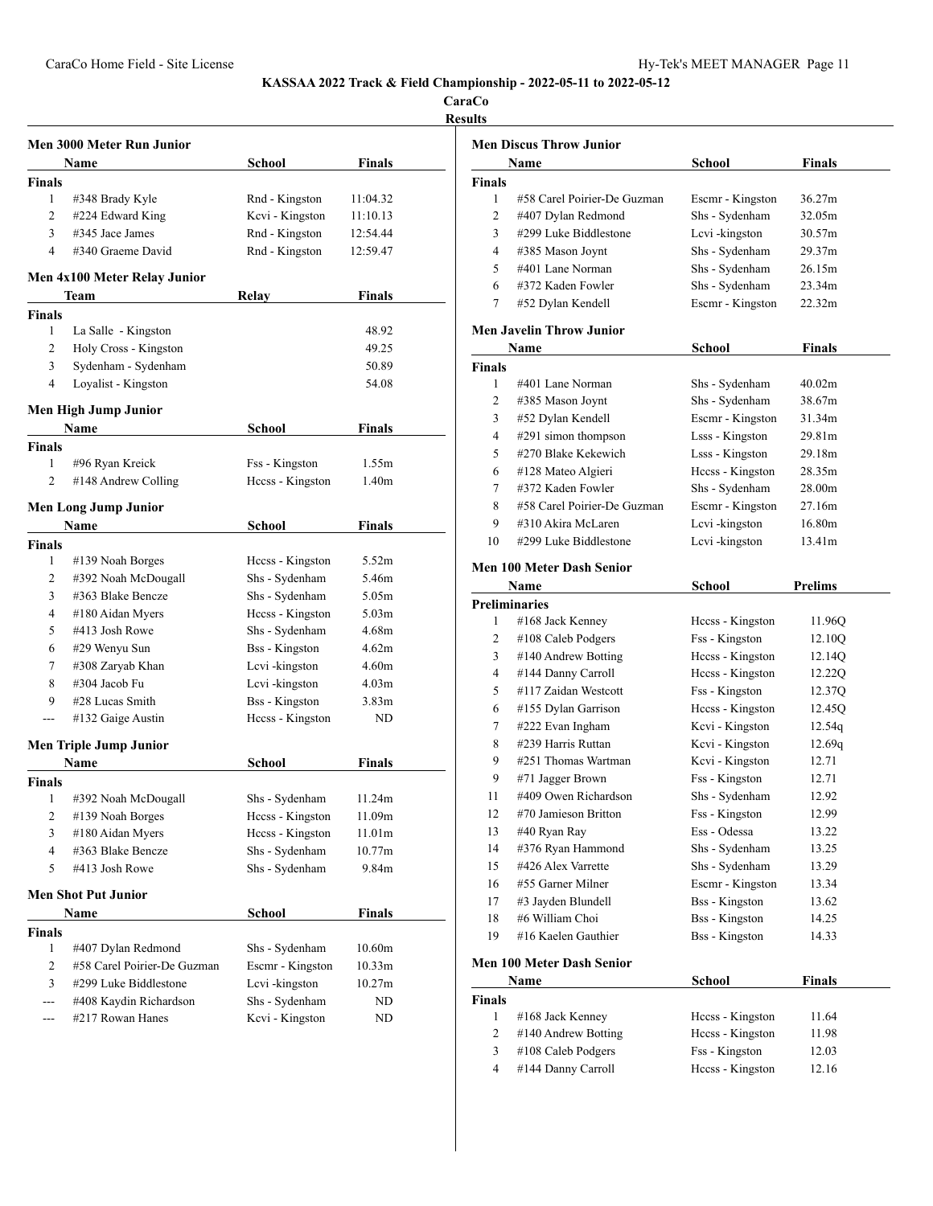# KASSAA 2022 Track & Field Championship - 2022-05-11 to 2022-05-12

**CaraCo**

**Results**

### Men 3000 Meter Run Junior

| | Name | School | Finals |
|---|---|---|---|
| **Finals** | | | |
| 1 | #348 Brady Kyle | Rnd - Kingston | 11:04.32 |
| 2 | #224 Edward King | Kcvi - Kingston | 11:10.13 |
| 3 | #345 Jace James | Rnd - Kingston | 12:54.44 |
| 4 | #340 Graeme David | Rnd - Kingston | 12:59.47 |

### Men 4x100 Meter Relay Junior

| | Team | Relay | Finals |
|---|---|---|---|
| **Finals** | | | |
| 1 | La Salle - Kingston | | 48.92 |
| 2 | Holy Cross - Kingston | | 49.25 |
| 3 | Sydenham - Sydenham | | 50.89 |
| 4 | Loyalist - Kingston | | 54.08 |

### Men High Jump Junior

| | Name | School | Finals |
|---|---|---|---|
| **Finals** | | | |
| 1 | #96 Ryan Kreick | Fss - Kingston | 1.55m |
| 2 | #148 Andrew Colling | Hccss - Kingston | 1.40m |

### Men Long Jump Junior

| | Name | School | Finals |
|---|---|---|---|
| **Finals** | | | |
| 1 | #139 Noah Borges | Hccss - Kingston | 5.52m |
| 2 | #392 Noah McDougall | Shs - Sydenham | 5.46m |
| 3 | #363 Blake Bencze | Shs - Sydenham | 5.05m |
| 4 | #180 Aidan Myers | Hccss - Kingston | 5.03m |
| 5 | #413 Josh Rowe | Shs - Sydenham | 4.68m |
| 6 | #29 Wenyu Sun | Bss - Kingston | 4.62m |
| 7 | #308 Zaryab Khan | Lcvi -kingston | 4.60m |
| 8 | #304 Jacob Fu | Lcvi -kingston | 4.03m |
| 9 | #28 Lucas Smith | Bss - Kingston | 3.83m |
| --- | #132 Gaige Austin | Hccss - Kingston | ND |

### Men Triple Jump Junior

| | Name | School | Finals |
|---|---|---|---|
| **Finals** | | | |
| 1 | #392 Noah McDougall | Shs - Sydenham | 11.24m |
| 2 | #139 Noah Borges | Hccss - Kingston | 11.09m |
| 3 | #180 Aidan Myers | Hccss - Kingston | 11.01m |
| 4 | #363 Blake Bencze | Shs - Sydenham | 10.77m |
| 5 | #413 Josh Rowe | Shs - Sydenham | 9.84m |

### Men Shot Put Junior

| | Name | School | Finals |
|---|---|---|---|
| **Finals** | | | |
| 1 | #407 Dylan Redmond | Shs - Sydenham | 10.60m |
| 2 | #58 Carel Poirier-De Guzman | Escmr - Kingston | 10.33m |
| 3 | #299 Luke Biddlestone | Lcvi -kingston | 10.27m |
| --- | #408 Kaydin Richardson | Shs - Sydenham | ND |
| --- | #217 Rowan Hanes | Kcvi - Kingston | ND |

### Men Discus Throw Junior

| | Name | School | Finals |
|---|---|---|---|
| **Finals** | | | |
| 1 | #58 Carel Poirier-De Guzman | Escmr - Kingston | 36.27m |
| 2 | #407 Dylan Redmond | Shs - Sydenham | 32.05m |
| 3 | #299 Luke Biddlestone | Lcvi -kingston | 30.57m |
| 4 | #385 Mason Joynt | Shs - Sydenham | 29.37m |
| 5 | #401 Lane Norman | Shs - Sydenham | 26.15m |
| 6 | #372 Kaden Fowler | Shs - Sydenham | 23.34m |
| 7 | #52 Dylan Kendell | Escmr - Kingston | 22.32m |

### Men Javelin Throw Junior

| | Name | School | Finals |
|---|---|---|---|
| **Finals** | | | |
| 1 | #401 Lane Norman | Shs - Sydenham | 40.02m |
| 2 | #385 Mason Joynt | Shs - Sydenham | 38.67m |
| 3 | #52 Dylan Kendell | Escmr - Kingston | 31.34m |
| 4 | #291 simon thompson | Lsss - Kingston | 29.81m |
| 5 | #270 Blake Kekewich | Lsss - Kingston | 29.18m |
| 6 | #128 Mateo Algieri | Hccss - Kingston | 28.35m |
| 7 | #372 Kaden Fowler | Shs - Sydenham | 28.00m |
| 8 | #58 Carel Poirier-De Guzman | Escmr - Kingston | 27.16m |
| 9 | #310 Akira McLaren | Lcvi -kingston | 16.80m |
| 10 | #299 Luke Biddlestone | Lcvi -kingston | 13.41m |

### Men 100 Meter Dash Senior

| | Name | School | Prelims |
|---|---|---|---|
| **Preliminaries** | | | |
| 1 | #168 Jack Kenney | Hccss - Kingston | 11.96Q |
| 2 | #108 Caleb Podgers | Fss - Kingston | 12.10Q |
| 3 | #140 Andrew Botting | Hccss - Kingston | 12.14Q |
| 4 | #144 Danny Carroll | Hccss - Kingston | 12.22Q |
| 5 | #117 Zaidan Westcott | Fss - Kingston | 12.37Q |
| 6 | #155 Dylan Garrison | Hccss - Kingston | 12.45Q |
| 7 | #222 Evan Ingham | Kcvi - Kingston | 12.54q |
| 8 | #239 Harris Ruttan | Kcvi - Kingston | 12.69q |
| 9 | #251 Thomas Wartman | Kcvi - Kingston | 12.71 |
| 9 | #71 Jagger Brown | Fss - Kingston | 12.71 |
| 11 | #409 Owen Richardson | Shs - Sydenham | 12.92 |
| 12 | #70 Jamieson Britton | Fss - Kingston | 12.99 |
| 13 | #40 Ryan Ray | Ess - Odessa | 13.22 |
| 14 | #376 Ryan Hammond | Shs - Sydenham | 13.25 |
| 15 | #426 Alex Varrette | Shs - Sydenham | 13.29 |
| 16 | #55 Garner Milner | Escmr - Kingston | 13.34 |
| 17 | #3 Jayden Blundell | Bss - Kingston | 13.62 |
| 18 | #6 William Choi | Bss - Kingston | 14.25 |
| 19 | #16 Kaelen Gauthier | Bss - Kingston | 14.33 |

### Men 100 Meter Dash Senior

| | Name | School | Finals |
|---|---|---|---|
| **Finals** | | | |
| 1 | #168 Jack Kenney | Hccss - Kingston | 11.64 |
| 2 | #140 Andrew Botting | Hccss - Kingston | 11.98 |
| 3 | #108 Caleb Podgers | Fss - Kingston | 12.03 |
| 4 | #144 Danny Carroll | Hccss - Kingston | 12.16 |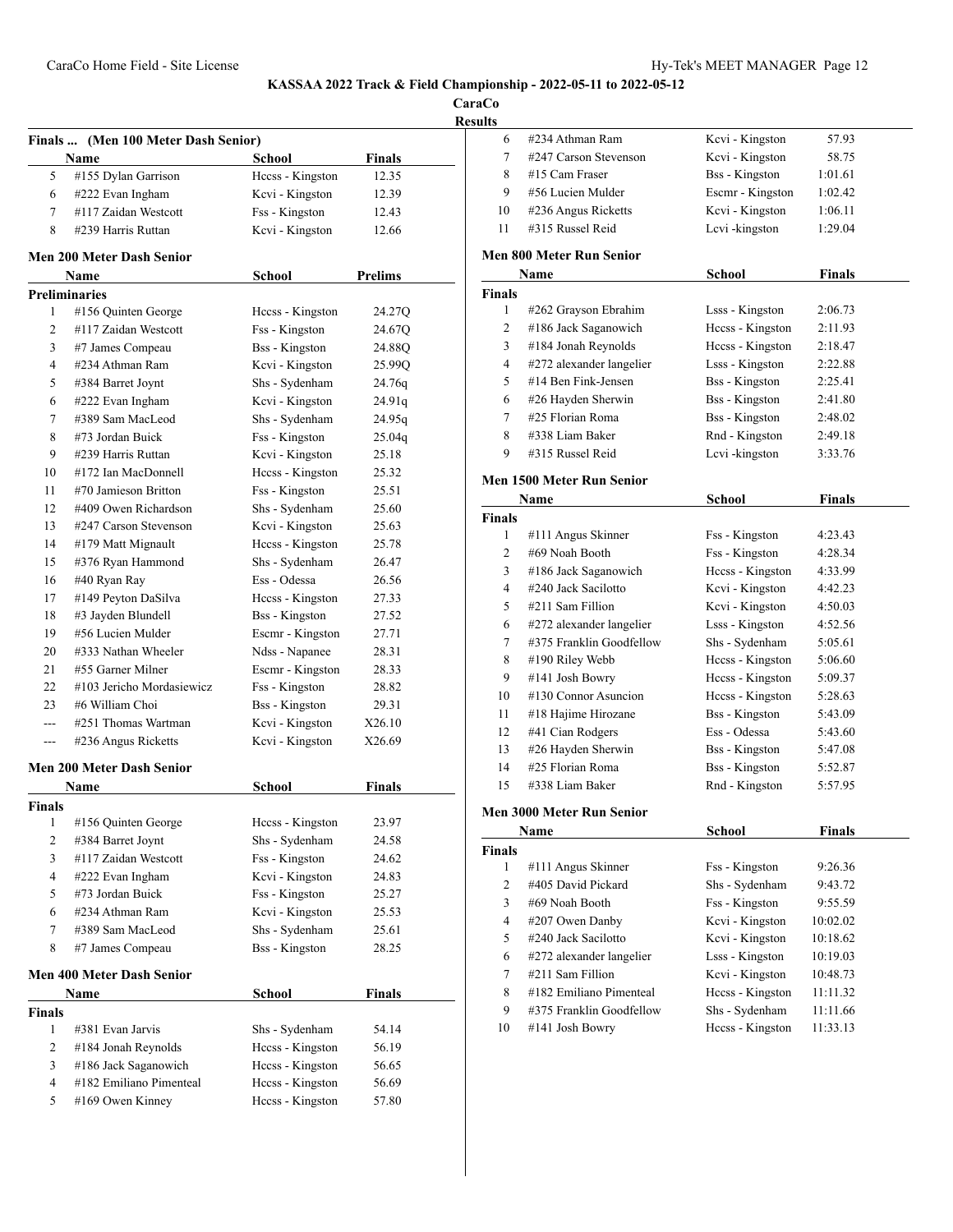# KASSAA 2022 Track & Field Championship - 2022-05-11 to 2022-05-12

**CaraCo**

**Results**

### Finals ... (Men 100 Meter Dash Senior)

| | Name | School | Finals |
|---|---|---|---|
| 5 | #155 Dylan Garrison | Hccss - Kingston | 12.35 |
| 6 | #222 Evan Ingham | Kcvi - Kingston | 12.39 |
| 7 | #117 Zaidan Westcott | Fss - Kingston | 12.43 |
| 8 | #239 Harris Ruttan | Kcvi - Kingston | 12.66 |

### Men 200 Meter Dash Senior

| | Name | School | Prelims |
|---|---|---|---|
| **Preliminaries** | | | |
| 1 | #156 Quinten George | Hccss - Kingston | 24.27Q |
| 2 | #117 Zaidan Westcott | Fss - Kingston | 24.67Q |
| 3 | #7 James Compeau | Bss - Kingston | 24.88Q |
| 4 | #234 Athman Ram | Kcvi - Kingston | 25.99Q |
| 5 | #384 Barret Joynt | Shs - Sydenham | 24.76q |
| 6 | #222 Evan Ingham | Kcvi - Kingston | 24.91q |
| 7 | #389 Sam MacLeod | Shs - Sydenham | 24.95q |
| 8 | #73 Jordan Buick | Fss - Kingston | 25.04q |
| 9 | #239 Harris Ruttan | Kcvi - Kingston | 25.18 |
| 10 | #172 Ian MacDonnell | Hccss - Kingston | 25.32 |
| 11 | #70 Jamieson Britton | Fss - Kingston | 25.51 |
| 12 | #409 Owen Richardson | Shs - Sydenham | 25.60 |
| 13 | #247 Carson Stevenson | Kcvi - Kingston | 25.63 |
| 14 | #179 Matt Mignault | Hccss - Kingston | 25.78 |
| 15 | #376 Ryan Hammond | Shs - Sydenham | 26.47 |
| 16 | #40 Ryan Ray | Ess - Odessa | 26.56 |
| 17 | #149 Peyton DaSilva | Hccss - Kingston | 27.33 |
| 18 | #3 Jayden Blundell | Bss - Kingston | 27.52 |
| 19 | #56 Lucien Mulder | Escmr - Kingston | 27.71 |
| 20 | #333 Nathan Wheeler | Ndss - Napanee | 28.31 |
| 21 | #55 Garner Milner | Escmr - Kingston | 28.33 |
| 22 | #103 Jericho Mordasiewicz | Fss - Kingston | 28.82 |
| 23 | #6 William Choi | Bss - Kingston | 29.31 |
| --- | #251 Thomas Wartman | Kcvi - Kingston | X26.10 |
| --- | #236 Angus Ricketts | Kcvi - Kingston | X26.69 |

### Men 200 Meter Dash Senior

| | Name | School | Finals |
|---|---|---|---|
| **Finals** | | | |
| 1 | #156 Quinten George | Hccss - Kingston | 23.97 |
| 2 | #384 Barret Joynt | Shs - Sydenham | 24.58 |
| 3 | #117 Zaidan Westcott | Fss - Kingston | 24.62 |
| 4 | #222 Evan Ingham | Kcvi - Kingston | 24.83 |
| 5 | #73 Jordan Buick | Fss - Kingston | 25.27 |
| 6 | #234 Athman Ram | Kcvi - Kingston | 25.53 |
| 7 | #389 Sam MacLeod | Shs - Sydenham | 25.61 |
| 8 | #7 James Compeau | Bss - Kingston | 28.25 |

### Men 400 Meter Dash Senior

| | Name | School | Finals |
|---|---|---|---|
| **Finals** | | | |
| 1 | #381 Evan Jarvis | Shs - Sydenham | 54.14 |
| 2 | #184 Jonah Reynolds | Hccss - Kingston | 56.19 |
| 3 | #186 Jack Saganowich | Hccss - Kingston | 56.65 |
| 4 | #182 Emiliano Pimenteal | Hccss - Kingston | 56.69 |
| 5 | #169 Owen Kinney | Hccss - Kingston | 57.80 |
| 6 | #234 Athman Ram | Kcvi - Kingston | 57.93 |
| 7 | #247 Carson Stevenson | Kcvi - Kingston | 58.75 |
| 8 | #15 Cam Fraser | Bss - Kingston | 1:01.61 |
| 9 | #56 Lucien Mulder | Escmr - Kingston | 1:02.42 |
| 10 | #236 Angus Ricketts | Kcvi - Kingston | 1:06.11 |
| 11 | #315 Russel Reid | Lcvi -kingston | 1:29.04 |

### Men 800 Meter Run Senior

| | Name | School | Finals |
|---|---|---|---|
| **Finals** | | | |
| 1 | #262 Grayson Ebrahim | Lsss - Kingston | 2:06.73 |
| 2 | #186 Jack Saganowich | Hccss - Kingston | 2:11.93 |
| 3 | #184 Jonah Reynolds | Hccss - Kingston | 2:18.47 |
| 4 | #272 alexander langelier | Lsss - Kingston | 2:22.88 |
| 5 | #14 Ben Fink-Jensen | Bss - Kingston | 2:25.41 |
| 6 | #26 Hayden Sherwin | Bss - Kingston | 2:41.80 |
| 7 | #25 Florian Roma | Bss - Kingston | 2:48.02 |
| 8 | #338 Liam Baker | Rnd - Kingston | 2:49.18 |
| 9 | #315 Russel Reid | Lcvi -kingston | 3:33.76 |

### Men 1500 Meter Run Senior

| | Name | School | Finals |
|---|---|---|---|
| **Finals** | | | |
| 1 | #111 Angus Skinner | Fss - Kingston | 4:23.43 |
| 2 | #69 Noah Booth | Fss - Kingston | 4:28.34 |
| 3 | #186 Jack Saganowich | Hccss - Kingston | 4:33.99 |
| 4 | #240 Jack Sacilotto | Kcvi - Kingston | 4:42.23 |
| 5 | #211 Sam Fillion | Kcvi - Kingston | 4:50.03 |
| 6 | #272 alexander langelier | Lsss - Kingston | 4:52.56 |
| 7 | #375 Franklin Goodfellow | Shs - Sydenham | 5:05.61 |
| 8 | #190 Riley Webb | Hccss - Kingston | 5:06.60 |
| 9 | #141 Josh Bowry | Hccss - Kingston | 5:09.37 |
| 10 | #130 Connor Asuncion | Hccss - Kingston | 5:28.63 |
| 11 | #18 Hajime Hirozane | Bss - Kingston | 5:43.09 |
| 12 | #41 Cian Rodgers | Ess - Odessa | 5:43.60 |
| 13 | #26 Hayden Sherwin | Bss - Kingston | 5:47.08 |
| 14 | #25 Florian Roma | Bss - Kingston | 5:52.87 |
| 15 | #338 Liam Baker | Rnd - Kingston | 5:57.95 |

### Men 3000 Meter Run Senior

| | Name | School | Finals |
|---|---|---|---|
| **Finals** | | | |
| 1 | #111 Angus Skinner | Fss - Kingston | 9:26.36 |
| 2 | #405 David Pickard | Shs - Sydenham | 9:43.72 |
| 3 | #69 Noah Booth | Fss - Kingston | 9:55.59 |
| 4 | #207 Owen Danby | Kcvi - Kingston | 10:02.02 |
| 5 | #240 Jack Sacilotto | Kcvi - Kingston | 10:18.62 |
| 6 | #272 alexander langelier | Lsss - Kingston | 10:19.03 |
| 7 | #211 Sam Fillion | Kcvi - Kingston | 10:48.73 |
| 8 | #182 Emiliano Pimenteal | Hccss - Kingston | 11:11.32 |
| 9 | #375 Franklin Goodfellow | Shs - Sydenham | 11:11.66 |
| 10 | #141 Josh Bowry | Hccss - Kingston | 11:33.13 |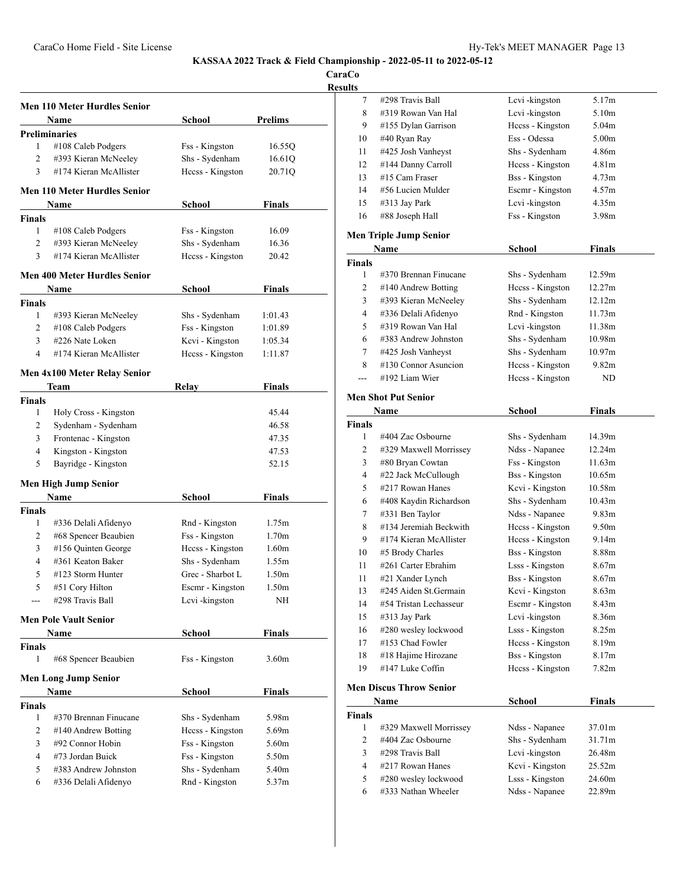# KASSAA 2022 Track & Field Championship - 2022-05-11 to 2022-05-12

**CaraCo**

**Results**

### Men 110 Meter Hurdles Senior

| | Name | School | Prelims |
|---|---|---|---|
| **Preliminaries** | | | |
| 1 | #108 Caleb Podgers | Fss - Kingston | 16.55Q |
| 2 | #393 Kieran McNeeley | Shs - Sydenham | 16.61Q |
| 3 | #174 Kieran McAllister | Hccss - Kingston | 20.71Q |

### Men 110 Meter Hurdles Senior

| | Name | School | Finals |
|---|---|---|---|
| **Finals** | | | |
| 1 | #108 Caleb Podgers | Fss - Kingston | 16.09 |
| 2 | #393 Kieran McNeeley | Shs - Sydenham | 16.36 |
| 3 | #174 Kieran McAllister | Hccss - Kingston | 20.42 |

### Men 400 Meter Hurdles Senior

| | Name | School | Finals |
|---|---|---|---|
| **Finals** | | | |
| 1 | #393 Kieran McNeeley | Shs - Sydenham | 1:01.43 |
| 2 | #108 Caleb Podgers | Fss - Kingston | 1:01.89 |
| 3 | #226 Nate Loken | Kcvi - Kingston | 1:05.34 |
| 4 | #174 Kieran McAllister | Hccss - Kingston | 1:11.87 |

### Men 4x100 Meter Relay Senior

| | Team | Relay | Finals |
|---|---|---|---|
| **Finals** | | | |
| 1 | Holy Cross - Kingston | | 45.44 |
| 2 | Sydenham - Sydenham | | 46.58 |
| 3 | Frontenac - Kingston | | 47.35 |
| 4 | Kingston - Kingston | | 47.53 |
| 5 | Bayridge - Kingston | | 52.15 |

### Men High Jump Senior

| | Name | School | Finals |
|---|---|---|---|
| **Finals** | | | |
| 1 | #336 Delali Afidenyo | Rnd - Kingston | 1.75m |
| 2 | #68 Spencer Beaubien | Fss - Kingston | 1.70m |
| 3 | #156 Quinten George | Hccss - Kingston | 1.60m |
| 4 | #361 Keaton Baker | Shs - Sydenham | 1.55m |
| 5 | #123 Storm Hunter | Grec - Sharbot L | 1.50m |
| 5 | #51 Cory Hilton | Escmr - Kingston | 1.50m |
| --- | #298 Travis Ball | Lcvi -kingston | NH |

### Men Pole Vault Senior

| | Name | School | Finals |
|---|---|---|---|
| **Finals** | | | |
| 1 | #68 Spencer Beaubien | Fss - Kingston | 3.60m |

### Men Long Jump Senior

| | Name | School | Finals |
|---|---|---|---|
| **Finals** | | | |
| 1 | #370 Brennan Finucane | Shs - Sydenham | 5.98m |
| 2 | #140 Andrew Botting | Hccss - Kingston | 5.69m |
| 3 | #92 Connor Hobin | Fss - Kingston | 5.60m |
| 4 | #73 Jordan Buick | Fss - Kingston | 5.50m |
| 5 | #383 Andrew Johnston | Shs - Sydenham | 5.40m |
| 6 | #336 Delali Afidenyo | Rnd - Kingston | 5.37m |
| 7 | #298 Travis Ball | Lcvi -kingston | 5.17m |
| 8 | #319 Rowan Van Hal | Lcvi -kingston | 5.10m |
| 9 | #155 Dylan Garrison | Hccss - Kingston | 5.04m |
| 10 | #40 Ryan Ray | Ess - Odessa | 5.00m |
| 11 | #425 Josh Vanheyst | Shs - Sydenham | 4.86m |
| 12 | #144 Danny Carroll | Hccss - Kingston | 4.81m |
| 13 | #15 Cam Fraser | Bss - Kingston | 4.73m |
| 14 | #56 Lucien Mulder | Escmr - Kingston | 4.57m |
| 15 | #313 Jay Park | Lcvi -kingston | 4.35m |
| 16 | #88 Joseph Hall | Fss - Kingston | 3.98m |

### Men Triple Jump Senior

| | Name | School | Finals |
|---|---|---|---|
| **Finals** | | | |
| 1 | #370 Brennan Finucane | Shs - Sydenham | 12.59m |
| 2 | #140 Andrew Botting | Hccss - Kingston | 12.27m |
| 3 | #393 Kieran McNeeley | Shs - Sydenham | 12.12m |
| 4 | #336 Delali Afidenyo | Rnd - Kingston | 11.73m |
| 5 | #319 Rowan Van Hal | Lcvi -kingston | 11.38m |
| 6 | #383 Andrew Johnston | Shs - Sydenham | 10.98m |
| 7 | #425 Josh Vanheyst | Shs - Sydenham | 10.97m |
| 8 | #130 Connor Asuncion | Hccss - Kingston | 9.82m |
| --- | #192 Liam Wier | Hccss - Kingston | ND |

### Men Shot Put Senior

| | Name | School | Finals |
|---|---|---|---|
| **Finals** | | | |
| 1 | #404 Zac Osbourne | Shs - Sydenham | 14.39m |
| 2 | #329 Maxwell Morrissey | Ndss - Napanee | 12.24m |
| 3 | #80 Bryan Cowtan | Fss - Kingston | 11.63m |
| 4 | #22 Jack McCullough | Bss - Kingston | 10.65m |
| 5 | #217 Rowan Hanes | Kcvi - Kingston | 10.58m |
| 6 | #408 Kaydin Richardson | Shs - Sydenham | 10.43m |
| 7 | #331 Ben Taylor | Ndss - Napanee | 9.83m |
| 8 | #134 Jeremiah Beckwith | Hccss - Kingston | 9.50m |
| 9 | #174 Kieran McAllister | Hccss - Kingston | 9.14m |
| 10 | #5 Brody Charles | Bss - Kingston | 8.88m |
| 11 | #261 Carter Ebrahim | Lsss - Kingston | 8.67m |
| 11 | #21 Xander Lynch | Bss - Kingston | 8.67m |
| 13 | #245 Aiden St.Germain | Kcvi - Kingston | 8.63m |
| 14 | #54 Tristan Lechasseur | Escmr - Kingston | 8.43m |
| 15 | #313 Jay Park | Lcvi -kingston | 8.36m |
| 16 | #280 wesley lockwood | Lsss - Kingston | 8.25m |
| 17 | #153 Chad Fowler | Hccss - Kingston | 8.19m |
| 18 | #18 Hajime Hirozane | Bss - Kingston | 8.17m |
| 19 | #147 Luke Coffin | Hccss - Kingston | 7.82m |

### Men Discus Throw Senior

| | Name | School | Finals |
|---|---|---|---|
| **Finals** | | | |
| 1 | #329 Maxwell Morrissey | Ndss - Napanee | 37.01m |
| 2 | #404 Zac Osbourne | Shs - Sydenham | 31.71m |
| 3 | #298 Travis Ball | Lcvi -kingston | 26.48m |
| 4 | #217 Rowan Hanes | Kcvi - Kingston | 25.52m |
| 5 | #280 wesley lockwood | Lsss - Kingston | 24.60m |
| 6 | #333 Nathan Wheeler | Ndss - Napanee | 22.89m |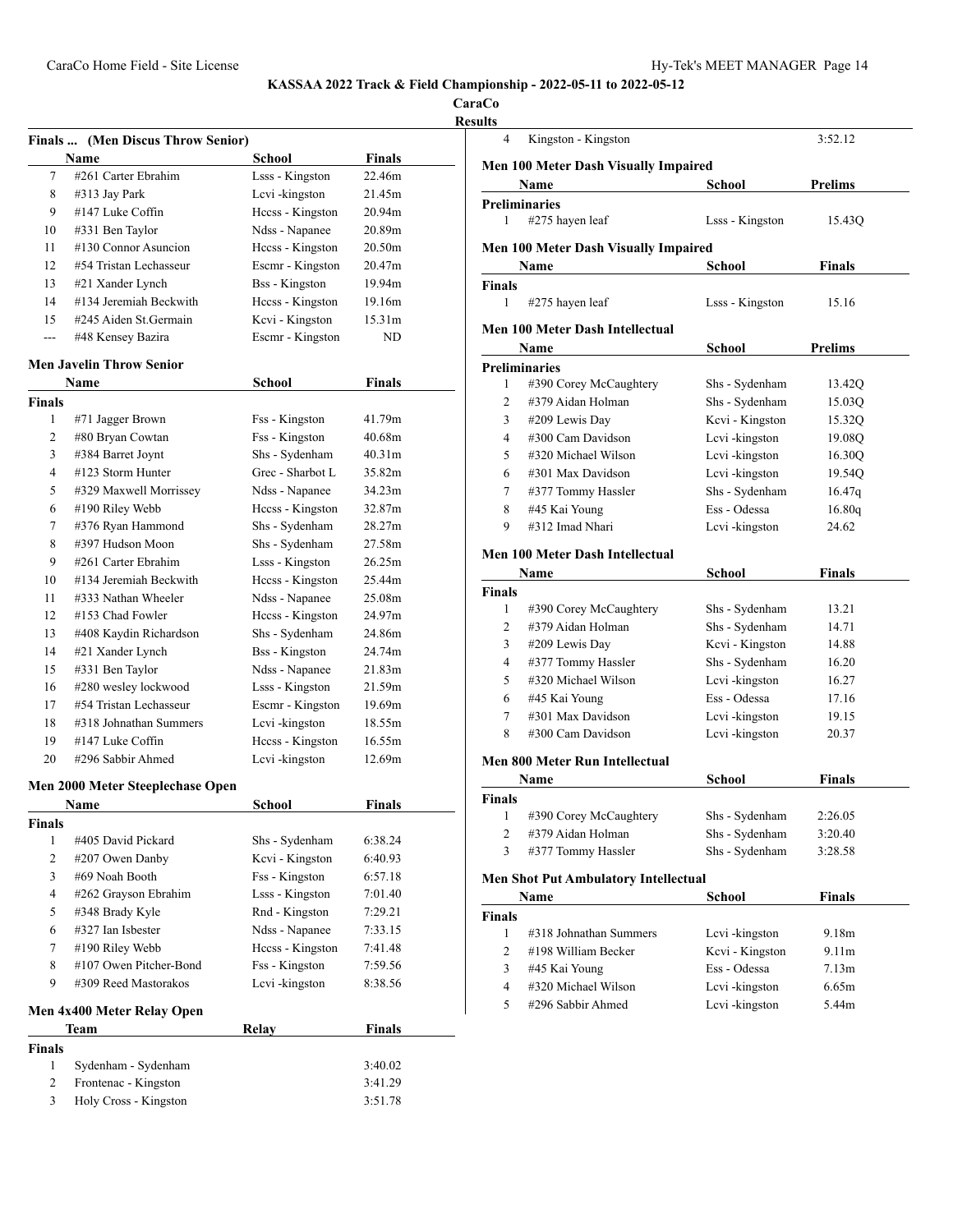# KASSAA 2022 Track & Field Championship - 2022-05-11 to 2022-05-12

**CaraCo**

**Results**

### Finals ... (Men Discus Throw Senior)

| | Name | School | Finals |
|---|---|---|---|
| 7 | #261 Carter Ebrahim | Lsss - Kingston | 22.46m |
| 8 | #313 Jay Park | Lcvi -kingston | 21.45m |
| 9 | #147 Luke Coffin | Hccss - Kingston | 20.94m |
| 10 | #331 Ben Taylor | Ndss - Napanee | 20.89m |
| 11 | #130 Connor Asuncion | Hccss - Kingston | 20.50m |
| 12 | #54 Tristan Lechasseur | Escmr - Kingston | 20.47m |
| 13 | #21 Xander Lynch | Bss - Kingston | 19.94m |
| 14 | #134 Jeremiah Beckwith | Hccss - Kingston | 19.16m |
| 15 | #245 Aiden St.Germain | Kcvi - Kingston | 15.31m |
| --- | #48 Kensey Bazira | Escmr - Kingston | ND |

### Men Javelin Throw Senior

| | Name | School | Finals |
|---|---|---|---|
| **Finals** | | | |
| 1 | #71 Jagger Brown | Fss - Kingston | 41.79m |
| 2 | #80 Bryan Cowtan | Fss - Kingston | 40.68m |
| 3 | #384 Barret Joynt | Shs - Sydenham | 40.31m |
| 4 | #123 Storm Hunter | Grec - Sharbot L | 35.82m |
| 5 | #329 Maxwell Morrissey | Ndss - Napanee | 34.23m |
| 6 | #190 Riley Webb | Hccss - Kingston | 32.87m |
| 7 | #376 Ryan Hammond | Shs - Sydenham | 28.27m |
| 8 | #397 Hudson Moon | Shs - Sydenham | 27.58m |
| 9 | #261 Carter Ebrahim | Lsss - Kingston | 26.25m |
| 10 | #134 Jeremiah Beckwith | Hccss - Kingston | 25.44m |
| 11 | #333 Nathan Wheeler | Ndss - Napanee | 25.08m |
| 12 | #153 Chad Fowler | Hccss - Kingston | 24.97m |
| 13 | #408 Kaydin Richardson | Shs - Sydenham | 24.86m |
| 14 | #21 Xander Lynch | Bss - Kingston | 24.74m |
| 15 | #331 Ben Taylor | Ndss - Napanee | 21.83m |
| 16 | #280 wesley lockwood | Lsss - Kingston | 21.59m |
| 17 | #54 Tristan Lechasseur | Escmr - Kingston | 19.69m |
| 18 | #318 Johnathan Summers | Lcvi -kingston | 18.55m |
| 19 | #147 Luke Coffin | Hccss - Kingston | 16.55m |
| 20 | #296 Sabbir Ahmed | Lcvi -kingston | 12.69m |

### Men 2000 Meter Steeplechase Open

| | Name | School | Finals |
|---|---|---|---|
| **Finals** | | | |
| 1 | #405 David Pickard | Shs - Sydenham | 6:38.24 |
| 2 | #207 Owen Danby | Kcvi - Kingston | 6:40.93 |
| 3 | #69 Noah Booth | Fss - Kingston | 6:57.18 |
| 4 | #262 Grayson Ebrahim | Lsss - Kingston | 7:01.40 |
| 5 | #348 Brady Kyle | Rnd - Kingston | 7:29.21 |
| 6 | #327 Ian Isbester | Ndss - Napanee | 7:33.15 |
| 7 | #190 Riley Webb | Hccss - Kingston | 7:41.48 |
| 8 | #107 Owen Pitcher-Bond | Fss - Kingston | 7:59.56 |
| 9 | #309 Reed Mastorakos | Lcvi -kingston | 8:38.56 |

### Men 4x400 Meter Relay Open

| | Team | Relay | Finals |
|---|---|---|---|
| **Finals** | | | |
| 1 | Sydenham - Sydenham | | 3:40.02 |
| 2 | Frontenac - Kingston | | 3:41.29 |
| 3 | Holy Cross - Kingston | | 3:51.78 |
| 4 | Kingston - Kingston | | 3:52.12 |

### Men 100 Meter Dash Visually Impaired

| | Name | School | Prelims |
|---|---|---|---|
| **Preliminaries** | | | |
| 1 | #275 hayen leaf | Lsss - Kingston | 15.43Q |

### Men 100 Meter Dash Visually Impaired

| | Name | School | Finals |
|---|---|---|---|
| **Finals** | | | |
| 1 | #275 hayen leaf | Lsss - Kingston | 15.16 |

### Men 100 Meter Dash Intellectual

| | Name | School | Prelims |
|---|---|---|---|
| **Preliminaries** | | | |
| 1 | #390 Corey McCaughtery | Shs - Sydenham | 13.42Q |
| 2 | #379 Aidan Holman | Shs - Sydenham | 15.03Q |
| 3 | #209 Lewis Day | Kcvi - Kingston | 15.32Q |
| 4 | #300 Cam Davidson | Lcvi -kingston | 19.08Q |
| 5 | #320 Michael Wilson | Lcvi -kingston | 16.30Q |
| 6 | #301 Max Davidson | Lcvi -kingston | 19.54Q |
| 7 | #377 Tommy Hassler | Shs - Sydenham | 16.47q |
| 8 | #45 Kai Young | Ess - Odessa | 16.80q |
| 9 | #312 Imad Nhari | Lcvi -kingston | 24.62 |

### Men 100 Meter Dash Intellectual

| | Name | School | Finals |
|---|---|---|---|
| **Finals** | | | |
| 1 | #390 Corey McCaughtery | Shs - Sydenham | 13.21 |
| 2 | #379 Aidan Holman | Shs - Sydenham | 14.71 |
| 3 | #209 Lewis Day | Kcvi - Kingston | 14.88 |
| 4 | #377 Tommy Hassler | Shs - Sydenham | 16.20 |
| 5 | #320 Michael Wilson | Lcvi -kingston | 16.27 |
| 6 | #45 Kai Young | Ess - Odessa | 17.16 |
| 7 | #301 Max Davidson | Lcvi -kingston | 19.15 |
| 8 | #300 Cam Davidson | Lcvi -kingston | 20.37 |

### Men 800 Meter Run Intellectual

| | Name | School | Finals |
|---|---|---|---|
| **Finals** | | | |
| 1 | #390 Corey McCaughtery | Shs - Sydenham | 2:26.05 |
| 2 | #379 Aidan Holman | Shs - Sydenham | 3:20.40 |
| 3 | #377 Tommy Hassler | Shs - Sydenham | 3:28.58 |

### Men Shot Put Ambulatory Intellectual

| | Name | School | Finals |
|---|---|---|---|
| **Finals** | | | |
| 1 | #318 Johnathan Summers | Lcvi -kingston | 9.18m |
| 2 | #198 William Becker | Kcvi - Kingston | 9.11m |
| 3 | #45 Kai Young | Ess - Odessa | 7.13m |
| 4 | #320 Michael Wilson | Lcvi -kingston | 6.65m |
| 5 | #296 Sabbir Ahmed | Lcvi -kingston | 5.44m |